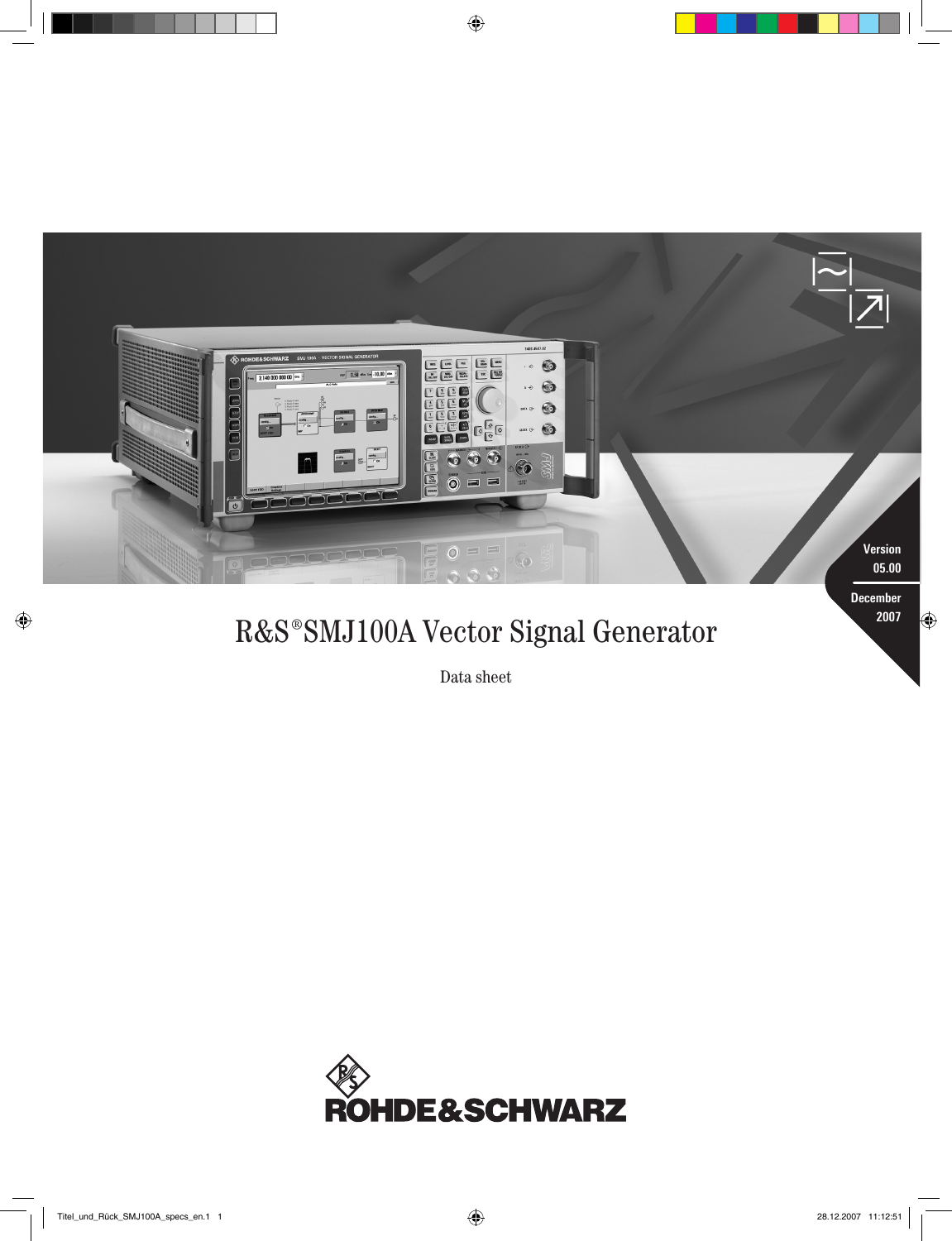Version 05.00

December 2007

# R&S®SMJ100A Vector Signal Generator

Data sheet

ROHDE&SCHWARZ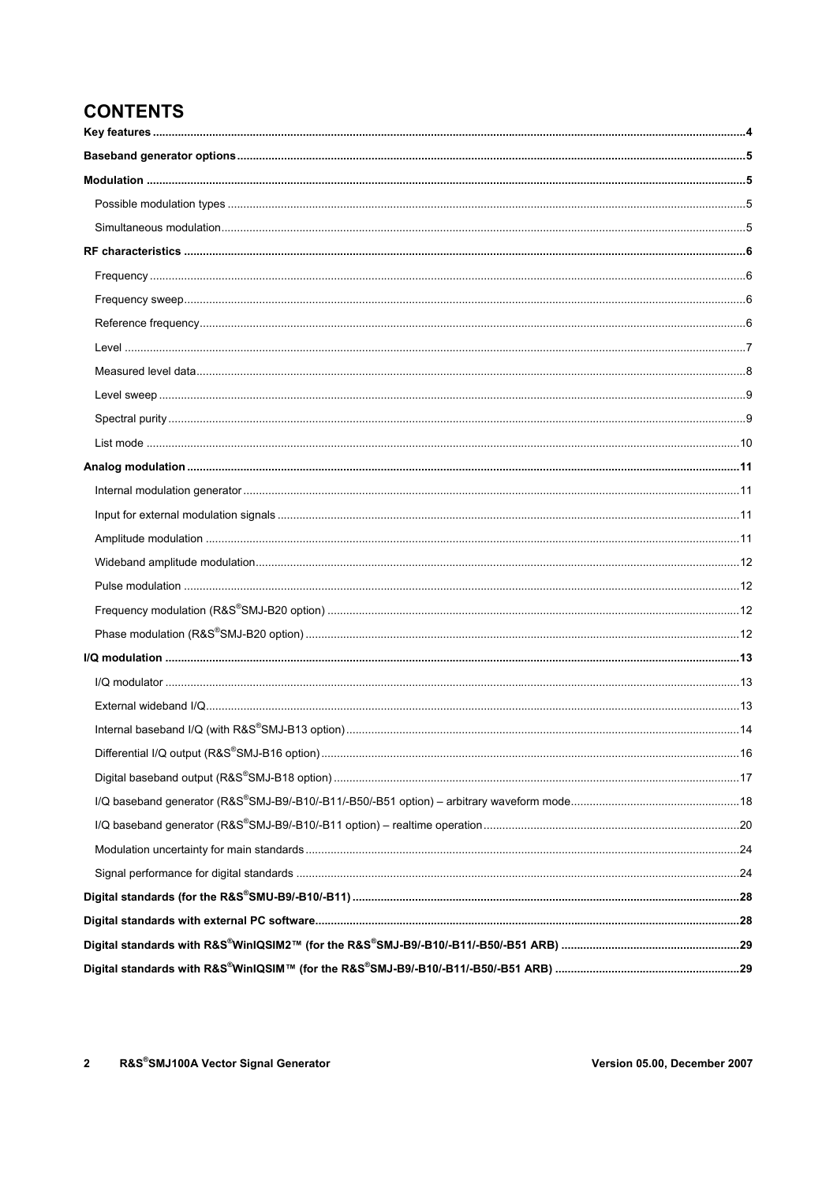# CONTENTS

**Key features** .......... **4**

**Baseband generator options** .......... **5**

**Modulation** .......... **5**

- Possible modulation types .......... 5
- Simultaneous modulation .......... 5

**RF characteristics** .......... **6**

- Frequency .......... 6
- Frequency sweep .......... 6
- Reference frequency .......... 6
- Level .......... 7
- Measured level data .......... 8
- Level sweep .......... 9
- Spectral purity .......... 9
- List mode .......... 10

**Analog modulation** .......... **11**

- Internal modulation generator .......... 11
- Input for external modulation signals .......... 11
- Amplitude modulation .......... 11
- Wideband amplitude modulation .......... 12
- Pulse modulation .......... 12
- Frequency modulation (R&S®SMJ-B20 option) .......... 12
- Phase modulation (R&S®SMJ-B20 option) .......... 12

**I/Q modulation** .......... **13**

- I/Q modulator .......... 13
- External wideband I/Q .......... 13
- Internal baseband I/Q (with R&S®SMJ-B13 option) .......... 14
- Differential I/Q output (R&S®SMJ-B16 option) .......... 16
- Digital baseband output (R&S®SMJ-B18 option) .......... 17
- I/Q baseband generator (R&S®SMJ-B9/-B10/-B11/-B50/-B51 option) – arbitrary waveform mode .......... 18
- I/Q baseband generator (R&S®SMJ-B9/-B10/-B11 option) – realtime operation .......... 20
- Modulation uncertainty for main standards .......... 24
- Signal performance for digital standards .......... 24

**Digital standards (for the R&S®SMU-B9/-B10/-B11)** .......... **28**

**Digital standards with external PC software** .......... **28**

**Digital standards with R&S®WinIQSIM2™ (for the R&S®SMJ-B9/-B10/-B11/-B50/-B51 ARB)** .......... **29**

**Digital standards with R&S®WinIQSIM™ (for the R&S®SMJ-B9/-B10/-B11/-B50/-B51 ARB)** .......... **29**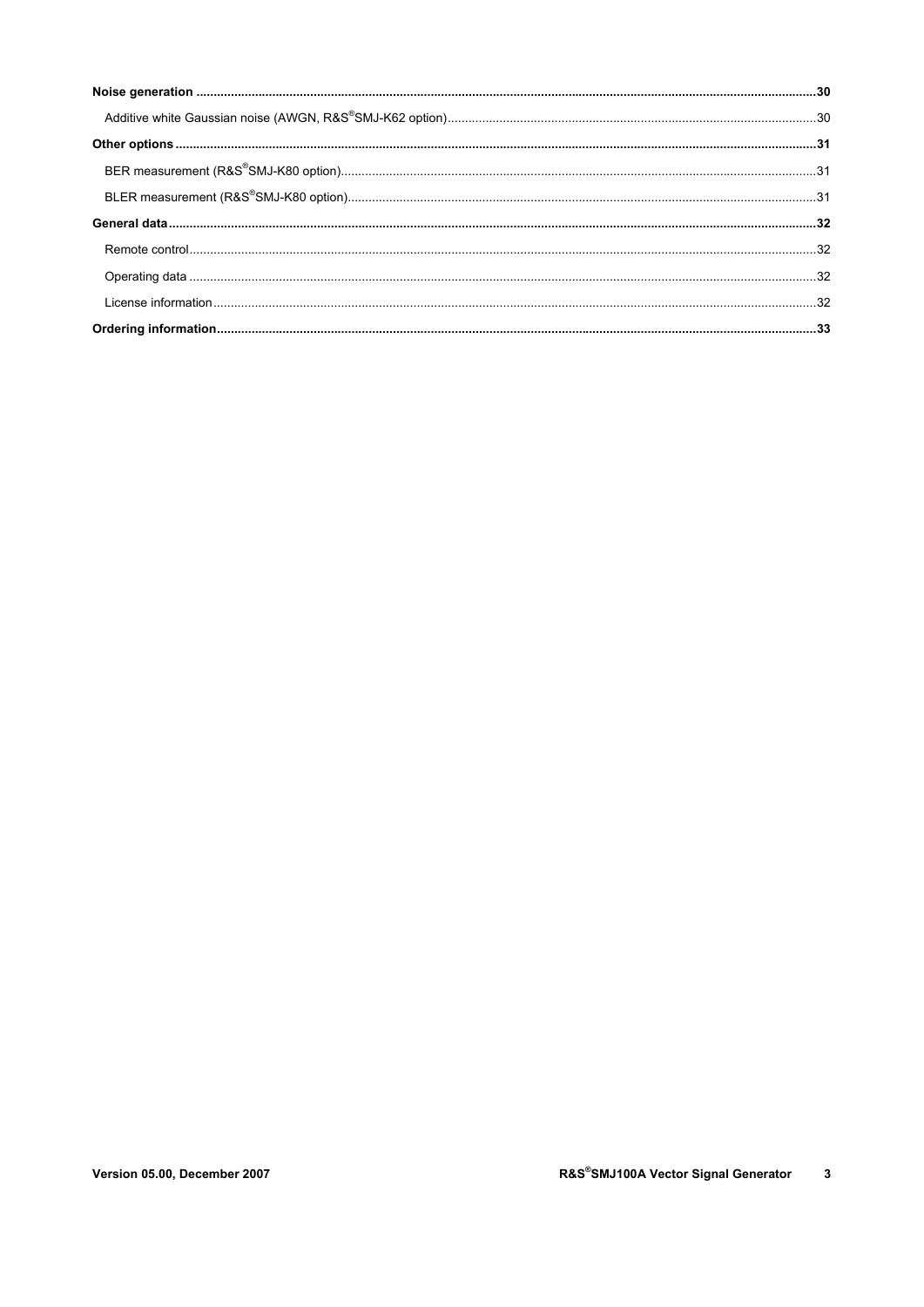**Noise generation** ....................................................................................................................................................................30

Additive white Gaussian noise (AWGN, R&S®SMJ-K62 option)..............................................................................................30

**Other options**.............................................................................................................................................................................31

BER measurement (R&S®SMJ-K80 option)...............................................................................................................................31

BLER measurement (R&S®SMJ-K80 option).............................................................................................................................31

**General data**..............................................................................................................................................................................32

Remote control............................................................................................................................................................................32

Operating data ............................................................................................................................................................................32

License information.....................................................................................................................................................................32

**Ordering information**..................................................................................................................................................................33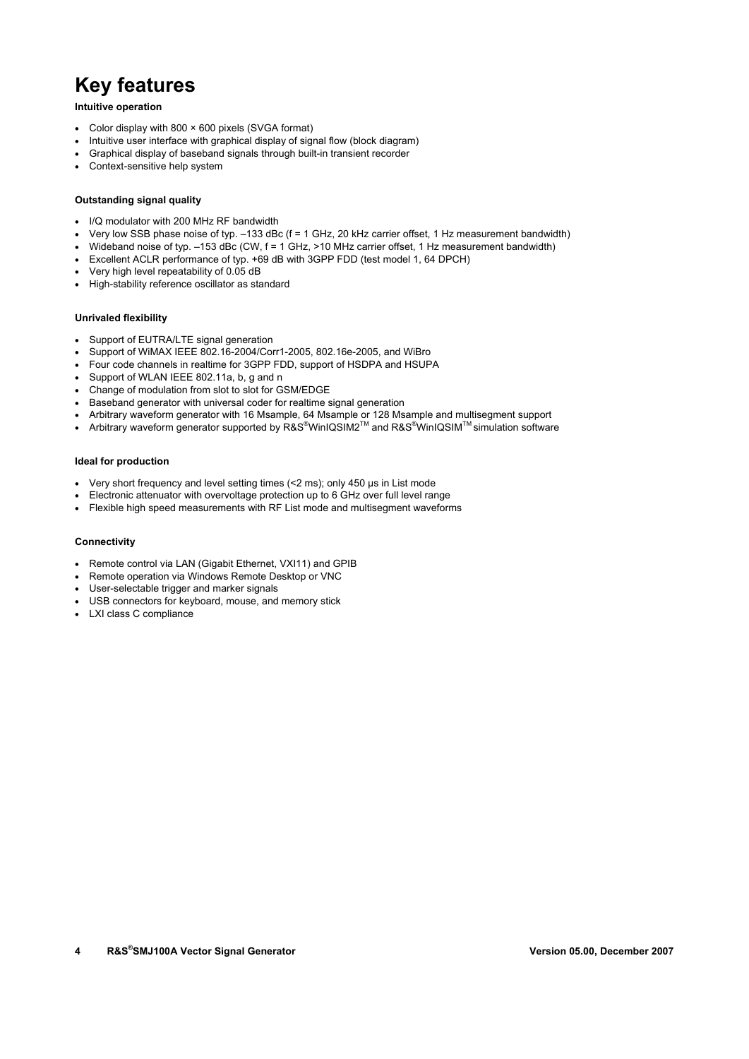# Key features

**Intuitive operation**

- Color display with 800 × 600 pixels (SVGA format)
- Intuitive user interface with graphical display of signal flow (block diagram)
- Graphical display of baseband signals through built-in transient recorder
- Context-sensitive help system

**Outstanding signal quality**

- I/Q modulator with 200 MHz RF bandwidth
- Very low SSB phase noise of typ. –133 dBc (f = 1 GHz, 20 kHz carrier offset, 1 Hz measurement bandwidth)
- Wideband noise of typ. –153 dBc (CW, f = 1 GHz, >10 MHz carrier offset, 1 Hz measurement bandwidth)
- Excellent ACLR performance of typ. +69 dB with 3GPP FDD (test model 1, 64 DPCH)
- Very high level repeatability of 0.05 dB
- High-stability reference oscillator as standard

**Unrivaled flexibility**

- Support of EUTRA/LTE signal generation
- Support of WiMAX IEEE 802.16-2004/Corr1-2005, 802.16e-2005, and WiBro
- Four code channels in realtime for 3GPP FDD, support of HSDPA and HSUPA
- Support of WLAN IEEE 802.11a, b, g and n
- Change of modulation from slot to slot for GSM/EDGE
- Baseband generator with universal coder for realtime signal generation
- Arbitrary waveform generator with 16 Msample, 64 Msample or 128 Msample and multisegment support
- Arbitrary waveform generator supported by R&S®WinIQSIM2™ and R&S®WinIQSIM™ simulation software

**Ideal for production**

- Very short frequency and level setting times (<2 ms); only 450 µs in List mode
- Electronic attenuator with overvoltage protection up to 6 GHz over full level range
- Flexible high speed measurements with RF List mode and multisegment waveforms

**Connectivity**

- Remote control via LAN (Gigabit Ethernet, VXI11) and GPIB
- Remote operation via Windows Remote Desktop or VNC
- User-selectable trigger and marker signals
- USB connectors for keyboard, mouse, and memory stick
- LXI class C compliance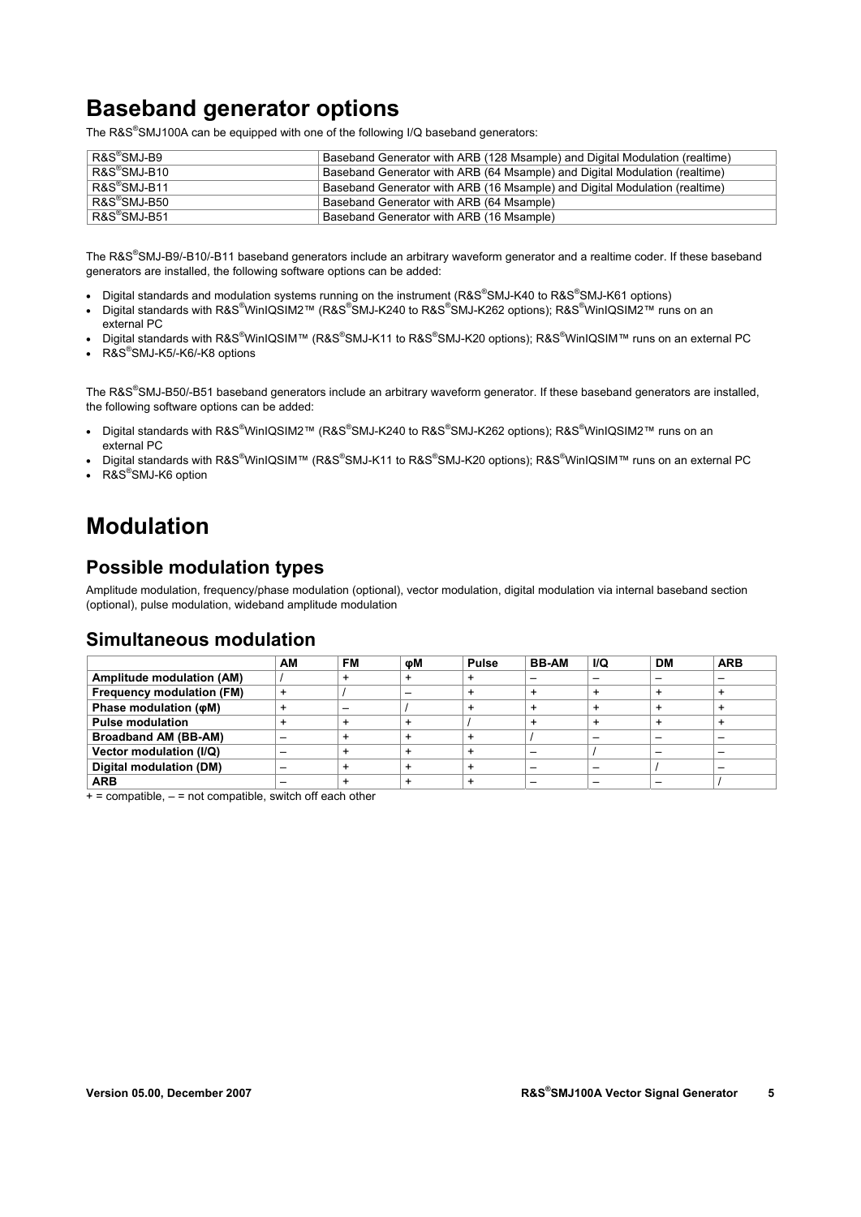# Baseband generator options

The R&S®SMJ100A can be equipped with one of the following I/Q baseband generators:

| | |
|---|---|
| R&S®SMJ-B9 | Baseband Generator with ARB (128 Msample) and Digital Modulation (realtime) |
| R&S®SMJ-B10 | Baseband Generator with ARB (64 Msample) and Digital Modulation (realtime) |
| R&S®SMJ-B11 | Baseband Generator with ARB (16 Msample) and Digital Modulation (realtime) |
| R&S®SMJ-B50 | Baseband Generator with ARB (64 Msample) |
| R&S®SMJ-B51 | Baseband Generator with ARB (16 Msample) |

The R&S®SMJ-B9/-B10/-B11 baseband generators include an arbitrary waveform generator and a realtime coder. If these baseband generators are installed, the following software options can be added:

- Digital standards and modulation systems running on the instrument (R&S®SMJ-K40 to R&S®SMJ-K61 options)
- Digital standards with R&S®WinIQSIM2™ (R&S®SMJ-K240 to R&S®SMJ-K262 options); R&S®WinIQSIM2™ runs on an external PC
- Digital standards with R&S®WinIQSIM™ (R&S®SMJ-K11 to R&S®SMJ-K20 options); R&S®WinIQSIM™ runs on an external PC
- R&S®SMJ-K5/-K6/-K8 options

The R&S®SMJ-B50/-B51 baseband generators include an arbitrary waveform generator. If these baseband generators are installed, the following software options can be added:

- Digital standards with R&S®WinIQSIM2™ (R&S®SMJ-K240 to R&S®SMJ-K262 options); R&S®WinIQSIM2™ runs on an external PC
- Digital standards with R&S®WinIQSIM™ (R&S®SMJ-K11 to R&S®SMJ-K20 options); R&S®WinIQSIM™ runs on an external PC
- R&S®SMJ-K6 option

# Modulation

## Possible modulation types

Amplitude modulation, frequency/phase modulation (optional), vector modulation, digital modulation via internal baseband section (optional), pulse modulation, wideband amplitude modulation

## Simultaneous modulation

| | AM | FM | φM | Pulse | BB-AM | I/Q | DM | ARB |
|---|---|---|---|---|---|---|---|---|
| **Amplitude modulation (AM)** | / | + | + | + | – | – | – | – |
| **Frequency modulation (FM)** | + | / | – | + | + | + | + | + |
| **Phase modulation (φM)** | + | – | / | + | + | + | + | + |
| **Pulse modulation** | + | + | + | / | + | + | + | + |
| **Broadband AM (BB-AM)** | – | + | + | + | / | – | – | – |
| **Vector modulation (I/Q)** | – | + | + | + | – | / | – | – |
| **Digital modulation (DM)** | – | + | + | + | – | – | / | – |
| **ARB** | – | + | + | + | – | – | – | / |

+ = compatible, – = not compatible, switch off each other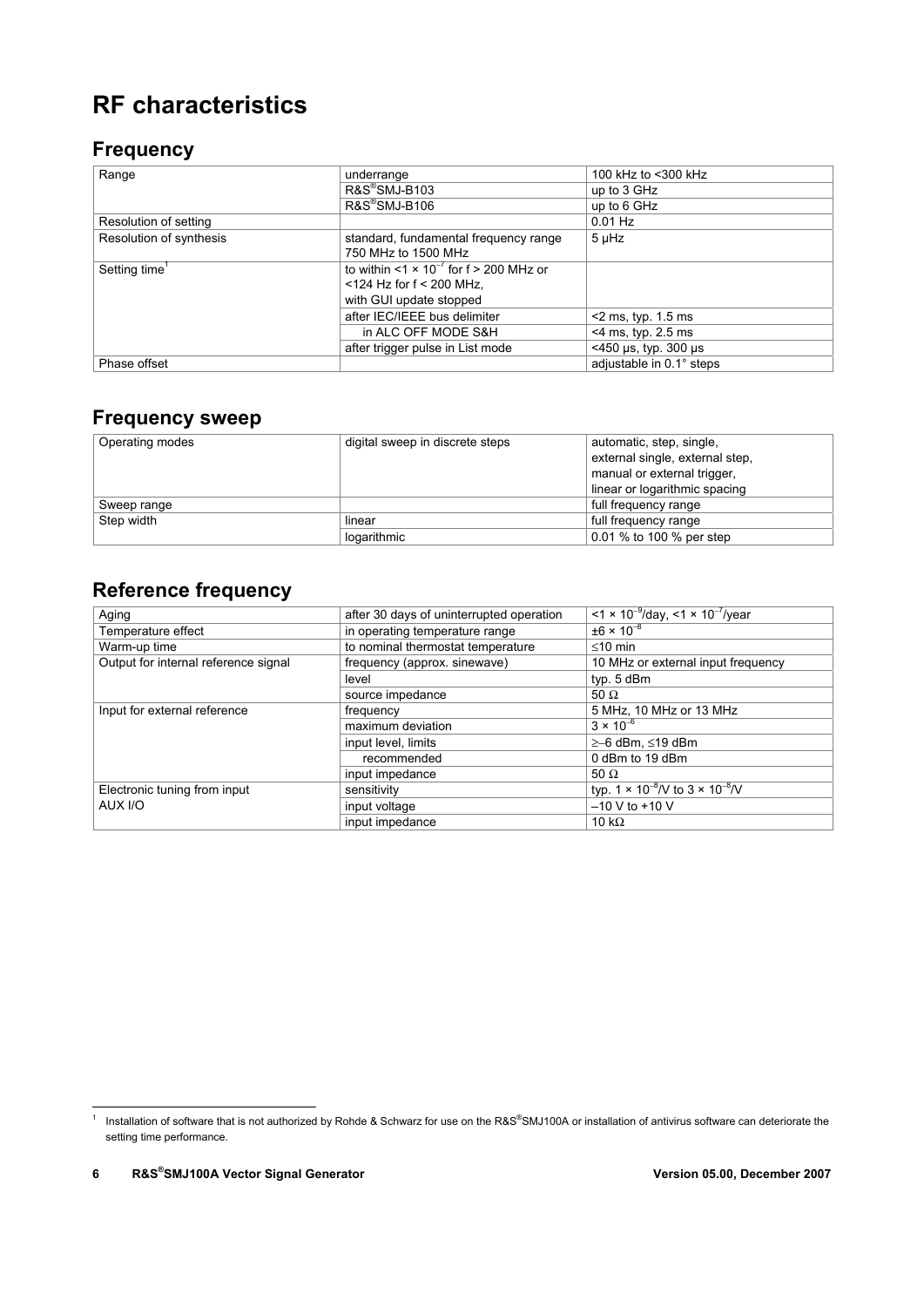# RF characteristics

## Frequency

| | | |
|---|---|---|
| Range | underrange | 100 kHz to <300 kHz |
| | R&S®SMJ-B103 | up to 3 GHz |
| | R&S®SMJ-B106 | up to 6 GHz |
| Resolution of setting | | 0.01 Hz |
| Resolution of synthesis | standard, fundamental frequency range 750 MHz to 1500 MHz | 5 µHz |
| Setting time[1] | to within <1 × $10^{-7}$ for f > 200 MHz or <124 Hz for f < 200 MHz, with GUI update stopped | |
| | after IEC/IEEE bus delimiter | <2 ms, typ. 1.5 ms |
| | in ALC OFF MODE S&H | <4 ms, typ. 2.5 ms |
| | after trigger pulse in List mode | <450 µs, typ. 300 µs |
| Phase offset | | adjustable in 0.1° steps |

## Frequency sweep

| | | |
|---|---|---|
| Operating modes | digital sweep in discrete steps | automatic, step, single, external single, external step, manual or external trigger, linear or logarithmic spacing |
| Sweep range | | full frequency range |
| Step width | linear | full frequency range |
| | logarithmic | 0.01 % to 100 % per step |

## Reference frequency

| | | |
|---|---|---|
| Aging | after 30 days of uninterrupted operation | <1 × $10^{-9}$/day, <1 × $10^{-7}$/year |
| Temperature effect | in operating temperature range | ±6 × $10^{-8}$ |
| Warm-up time | to nominal thermostat temperature | ≤10 min |
| Output for internal reference signal | frequency (approx. sinewave) | 10 MHz or external input frequency |
| | level | typ. 5 dBm |
| | source impedance | 50 Ω |
| Input for external reference | frequency | 5 MHz, 10 MHz or 13 MHz |
| | maximum deviation | 3 × $10^{-6}$ |
| | input level, limits | ≥–6 dBm, ≤19 dBm |
| | recommended | 0 dBm to 19 dBm |
| | input impedance | 50 Ω |
| Electronic tuning from input AUX I/O | sensitivity | typ. 1 × $10^{-8}$/V to 3 × $10^{-8}$/V |
| | input voltage | –10 V to +10 V |
| | input impedance | 10 kΩ |

[1] Installation of software that is not authorized by Rohde & Schwarz for use on the R&S®SMJ100A or installation of antivirus software can deteriorate the setting time performance.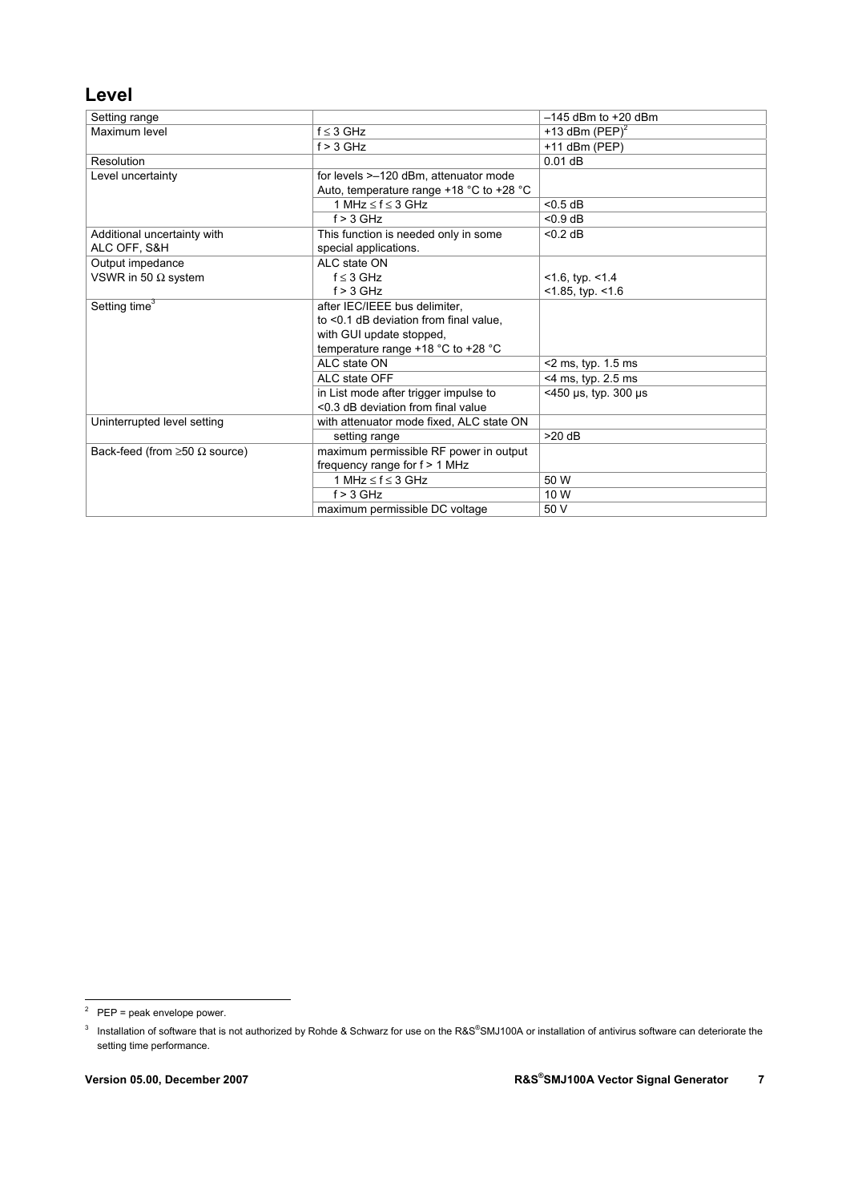## Level

| | | |
|---|---|---|
| Setting range | | –145 dBm to +20 dBm |
| Maximum level | f ≤ 3 GHz | +13 dBm (PEP)[2] |
| | f > 3 GHz | +11 dBm (PEP) |
| Resolution | | 0.01 dB |
| Level uncertainty | for levels >–120 dBm, attenuator mode Auto, temperature range +18 °C to +28 °C | |
| | 1 MHz ≤ f ≤ 3 GHz | <0.5 dB |
| | f > 3 GHz | <0.9 dB |
| Additional uncertainty with ALC OFF, S&H | This function is needed only in some special applications. | <0.2 dB |
| Output impedance VSWR in 50 Ω system | ALC state ON | |
| | f ≤ 3 GHz | <1.6, typ. <1.4 |
| | f > 3 GHz | <1.85, typ. <1.6 |
| Setting time[3] | after IEC/IEEE bus delimiter, to <0.1 dB deviation from final value, with GUI update stopped, temperature range +18 °C to +28 °C | |
| | ALC state ON | <2 ms, typ. 1.5 ms |
| | ALC state OFF | <4 ms, typ. 2.5 ms |
| | in List mode after trigger impulse to <0.3 dB deviation from final value | <450 µs, typ. 300 µs |
| Uninterrupted level setting | with attenuator mode fixed, ALC state ON | |
| | setting range | >20 dB |
| Back-feed (from ≥50 Ω source) | maximum permissible RF power in output frequency range for f > 1 MHz | |
| | 1 MHz ≤ f ≤ 3 GHz | 50 W |
| | f > 3 GHz | 10 W |
| | maximum permissible DC voltage | 50 V |

[2] PEP = peak envelope power.

[3] Installation of software that is not authorized by Rohde & Schwarz for use on the R&S®SMJ100A or installation of antivirus software can deteriorate the setting time performance.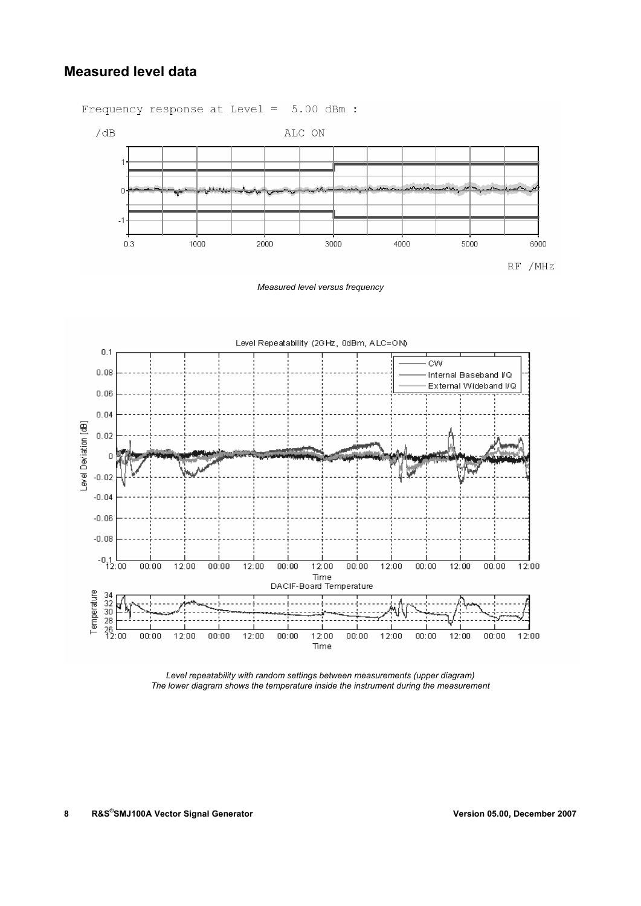## Measured level data

*Measured level versus frequency*

*Level repeatability with random settings between measurements (upper diagram)*
*The lower diagram shows the temperature inside the instrument during the measurement*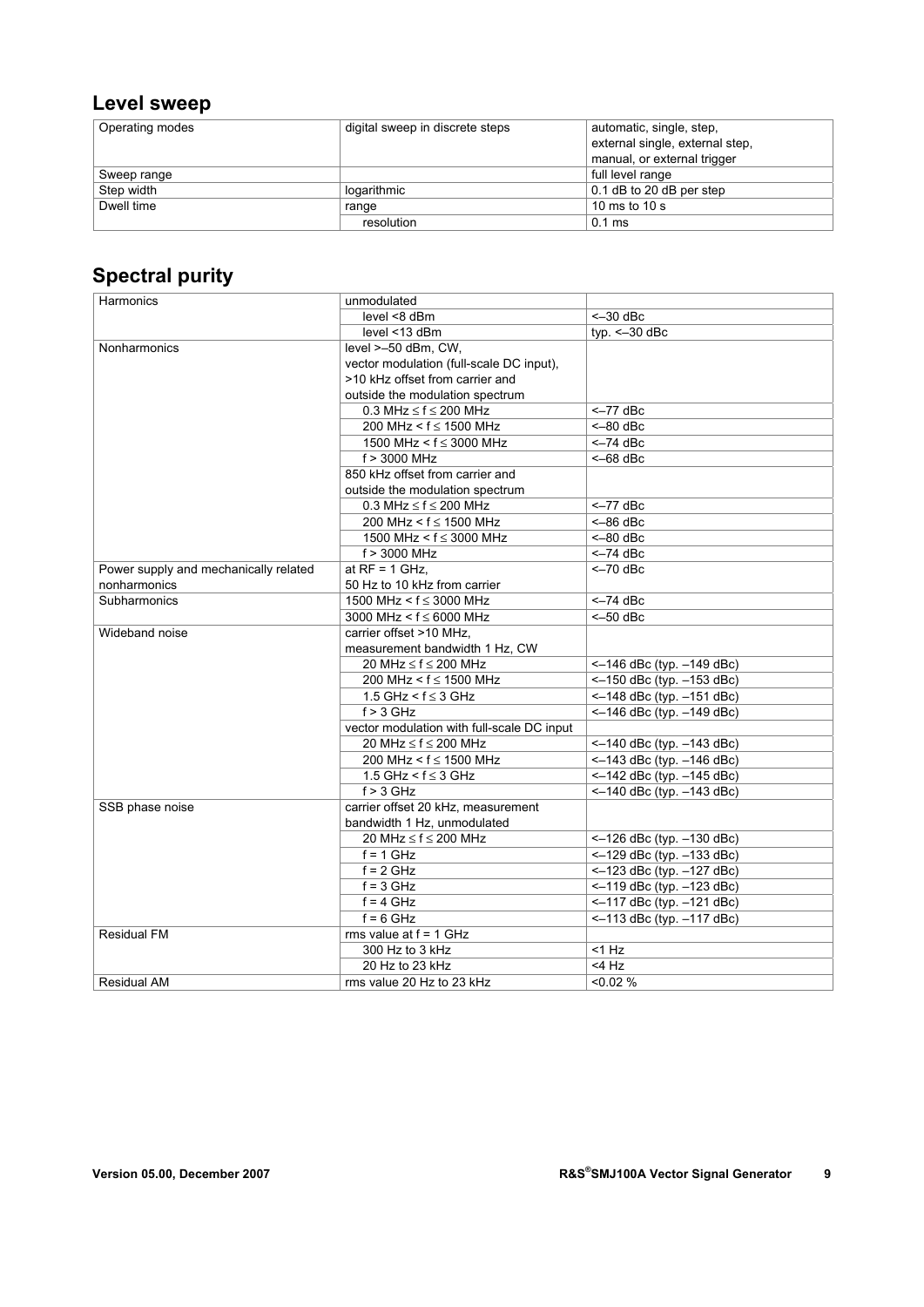## Level sweep

| | | |
|---|---|---|
| Operating modes | digital sweep in discrete steps | automatic, single, step, external single, external step, manual, or external trigger |
| Sweep range | | full level range |
| Step width | logarithmic | 0.1 dB to 20 dB per step |
| Dwell time | range | 10 ms to 10 s |
| | resolution | 0.1 ms |

## Spectral purity

| | | |
|---|---|---|
| Harmonics | unmodulated | |
| | level <8 dBm | <–30 dBc |
| | level <13 dBm | typ. <–30 dBc |
| Nonharmonics | level >–50 dBm, CW, vector modulation (full-scale DC input), >10 kHz offset from carrier and outside the modulation spectrum | |
| | 0.3 MHz ≤ f ≤ 200 MHz | <–77 dBc |
| | 200 MHz < f ≤ 1500 MHz | <–80 dBc |
| | 1500 MHz < f ≤ 3000 MHz | <–74 dBc |
| | f > 3000 MHz | <–68 dBc |
| | 850 kHz offset from carrier and outside the modulation spectrum | |
| | 0.3 MHz ≤ f ≤ 200 MHz | <–77 dBc |
| | 200 MHz < f ≤ 1500 MHz | <–86 dBc |
| | 1500 MHz < f ≤ 3000 MHz | <–80 dBc |
| | f > 3000 MHz | <–74 dBc |
| Power supply and mechanically related nonharmonics | at RF = 1 GHz, 50 Hz to 10 kHz from carrier | <–70 dBc |
| Subharmonics | 1500 MHz < f ≤ 3000 MHz | <–74 dBc |
| | 3000 MHz < f ≤ 6000 MHz | <–50 dBc |
| Wideband noise | carrier offset >10 MHz, measurement bandwidth 1 Hz, CW | |
| | 20 MHz ≤ f ≤ 200 MHz | <–146 dBc (typ. –149 dBc) |
| | 200 MHz < f ≤ 1500 MHz | <–150 dBc (typ. –153 dBc) |
| | 1.5 GHz < f ≤ 3 GHz | <–148 dBc (typ. –151 dBc) |
| | f > 3 GHz | <–146 dBc (typ. –149 dBc) |
| | vector modulation with full-scale DC input | |
| | 20 MHz ≤ f ≤ 200 MHz | <–140 dBc (typ. –143 dBc) |
| | 200 MHz < f ≤ 1500 MHz | <–143 dBc (typ. –146 dBc) |
| | 1.5 GHz < f ≤ 3 GHz | <–142 dBc (typ. –145 dBc) |
| | f > 3 GHz | <–140 dBc (typ. –143 dBc) |
| SSB phase noise | carrier offset 20 kHz, measurement bandwidth 1 Hz, unmodulated | |
| | 20 MHz ≤ f ≤ 200 MHz | <–126 dBc (typ. –130 dBc) |
| | f = 1 GHz | <–129 dBc (typ. –133 dBc) |
| | f = 2 GHz | <–123 dBc (typ. –127 dBc) |
| | f = 3 GHz | <–119 dBc (typ. –123 dBc) |
| | f = 4 GHz | <–117 dBc (typ. –121 dBc) |
| | f = 6 GHz | <–113 dBc (typ. –117 dBc) |
| Residual FM | rms value at f = 1 GHz | |
| | 300 Hz to 3 kHz | <1 Hz |
| | 20 Hz to 23 kHz | <4 Hz |
| Residual AM | rms value 20 Hz to 23 kHz | <0.02 % |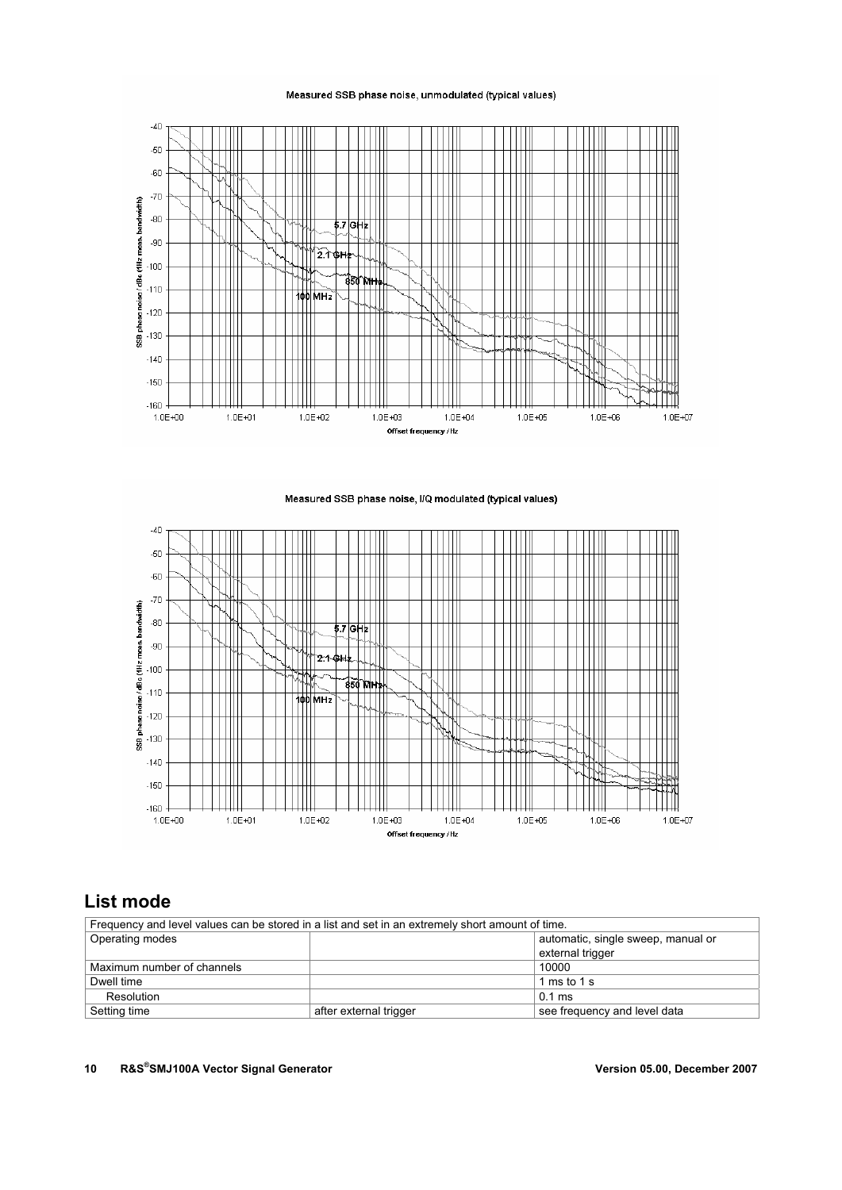Measured SSB phase noise, unmodulated (typical values)

Measured SSB phase noise, I/Q modulated (typical values)

## List mode

| Frequency and level values can be stored in a list and set in an extremely short amount of time. | | |
|---|---|---|
| Operating modes | | automatic, single sweep, manual or external trigger |
| Maximum number of channels | | 10000 |
| Dwell time | | 1 ms to 1 s |
| Resolution | | 0.1 ms |
| Setting time | after external trigger | see frequency and level data |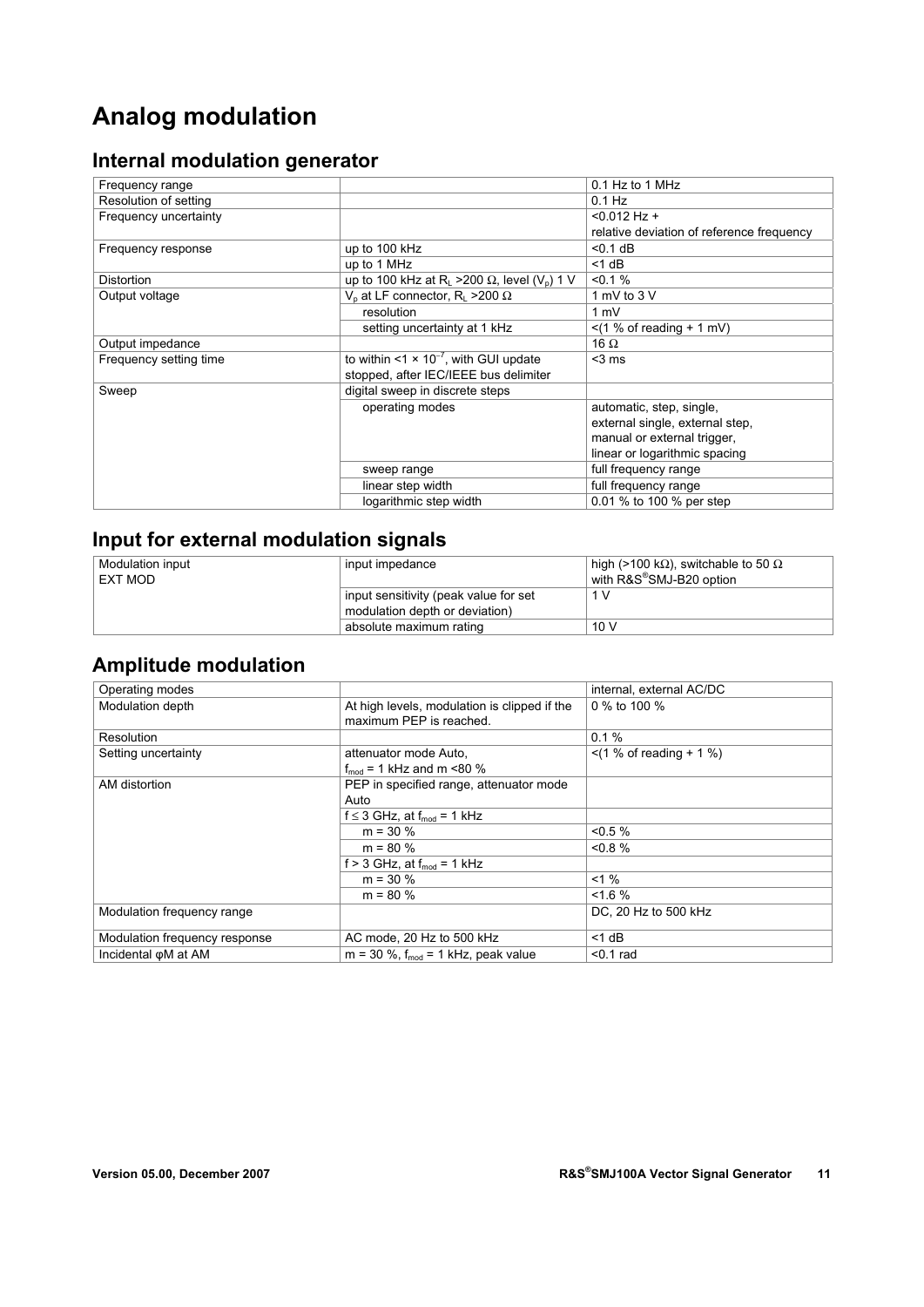# Analog modulation

## Internal modulation generator

| | | |
|---|---|---|
| Frequency range | | 0.1 Hz to 1 MHz |
| Resolution of setting | | 0.1 Hz |
| Frequency uncertainty | | <0.012 Hz + relative deviation of reference frequency |
| Frequency response | up to 100 kHz | <0.1 dB |
| | up to 1 MHz | <1 dB |
| Distortion | up to 100 kHz at $R_L$ >200 Ω, level ($V_p$) 1 V | <0.1 % |
| Output voltage | $V_p$ at LF connector, $R_L$ >200 Ω | 1 mV to 3 V |
| | resolution | 1 mV |
| | setting uncertainty at 1 kHz | <(1 % of reading + 1 mV) |
| Output impedance | | 16 Ω |
| Frequency setting time | to within <1 × $10^{-7}$, with GUI update stopped, after IEC/IEEE bus delimiter | <3 ms |
| Sweep | digital sweep in discrete steps | |
| | operating modes | automatic, step, single, external single, external step, manual or external trigger, linear or logarithmic spacing |
| | sweep range | full frequency range |
| | linear step width | full frequency range |
| | logarithmic step width | 0.01 % to 100 % per step |

## Input for external modulation signals

| | | |
|---|---|---|
| Modulation input EXT MOD | input impedance | high (>100 kΩ), switchable to 50 Ω with R&S®SMJ-B20 option |
| | input sensitivity (peak value for set modulation depth or deviation) | 1 V |
| | absolute maximum rating | 10 V |

## Amplitude modulation

| | | |
|---|---|---|
| Operating modes | | internal, external AC/DC |
| Modulation depth | At high levels, modulation is clipped if the maximum PEP is reached. | 0 % to 100 % |
| Resolution | | 0.1 % |
| Setting uncertainty | attenuator mode Auto, $f_{mod}$ = 1 kHz and m <80 % | <(1 % of reading + 1 %) |
| AM distortion | PEP in specified range, attenuator mode Auto | |
| | f ≤ 3 GHz, at $f_{mod}$ = 1 kHz | |
| | m = 30 % | <0.5 % |
| | m = 80 % | <0.8 % |
| | f > 3 GHz, at $f_{mod}$ = 1 kHz | |
| | m = 30 % | <1 % |
| | m = 80 % | <1.6 % |
| Modulation frequency range | | DC, 20 Hz to 500 kHz |
| Modulation frequency response | AC mode, 20 Hz to 500 kHz | <1 dB |
| Incidental φM at AM | m = 30 %, $f_{mod}$ = 1 kHz, peak value | <0.1 rad |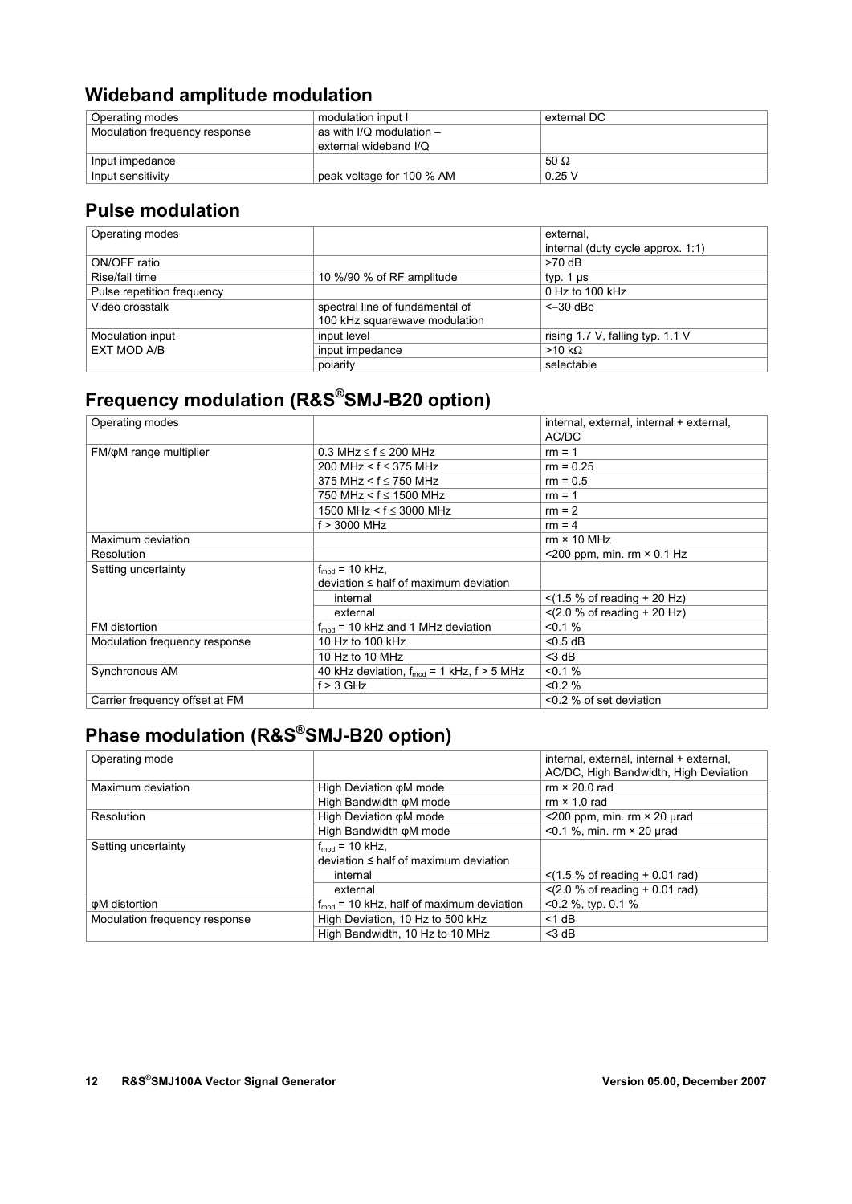## Wideband amplitude modulation

| Operating modes | modulation input I | external DC |
|---|---|---|
| Modulation frequency response | as with I/Q modulation – external wideband I/Q | |
| Input impedance | | 50 Ω |
| Input sensitivity | peak voltage for 100 % AM | 0.25 V |

## Pulse modulation

| Operating modes | | external, internal (duty cycle approx. 1:1) |
|---|---|---|
| ON/OFF ratio | | >70 dB |
| Rise/fall time | 10 %/90 % of RF amplitude | typ. 1 µs |
| Pulse repetition frequency | | 0 Hz to 100 kHz |
| Video crosstalk | spectral line of fundamental of 100 kHz squarewave modulation | <–30 dBc |
| Modulation input EXT MOD A/B | input level | rising 1.7 V, falling typ. 1.1 V |
| | input impedance | >10 kΩ |
| | polarity | selectable |

## Frequency modulation (R&S®SMJ-B20 option)

| Operating modes | | internal, external, internal + external, AC/DC |
|---|---|---|
| FM/φM range multiplier | 0.3 MHz ≤ f ≤ 200 MHz | rm = 1 |
| | 200 MHz < f ≤ 375 MHz | rm = 0.25 |
| | 375 MHz < f ≤ 750 MHz | rm = 0.5 |
| | 750 MHz < f ≤ 1500 MHz | rm = 1 |
| | 1500 MHz < f ≤ 3000 MHz | rm = 2 |
| | f > 3000 MHz | rm = 4 |
| Maximum deviation | | rm × 10 MHz |
| Resolution | | <200 ppm, min. rm × 0.1 Hz |
| Setting uncertainty | $f_{mod}$ = 10 kHz, deviation ≤ half of maximum deviation | |
| | internal | <(1.5 % of reading + 20 Hz) |
| | external | <(2.0 % of reading + 20 Hz) |
| FM distortion | $f_{mod}$ = 10 kHz and 1 MHz deviation | <0.1 % |
| Modulation frequency response | 10 Hz to 100 kHz | <0.5 dB |
| | 10 Hz to 10 MHz | <3 dB |
| Synchronous AM | 40 kHz deviation, $f_{mod}$ = 1 kHz, f > 5 MHz | <0.1 % |
| | f > 3 GHz | <0.2 % |
| Carrier frequency offset at FM | | <0.2 % of set deviation |

## Phase modulation (R&S®SMJ-B20 option)

| Operating mode | | internal, external, internal + external, AC/DC, High Bandwidth, High Deviation |
|---|---|---|
| Maximum deviation | High Deviation φM mode | rm × 20.0 rad |
| | High Bandwidth φM mode | rm × 1.0 rad |
| Resolution | High Deviation φM mode | <200 ppm, min. rm × 20 µrad |
| | High Bandwidth φM mode | <0.1 %, min. rm × 20 µrad |
| Setting uncertainty | $f_{mod}$ = 10 kHz, deviation ≤ half of maximum deviation | |
| | internal | <(1.5 % of reading + 0.01 rad) |
| | external | <(2.0 % of reading + 0.01 rad) |
| φM distortion | $f_{mod}$ = 10 kHz, half of maximum deviation | <0.2 %, typ. 0.1 % |
| Modulation frequency response | High Deviation, 10 Hz to 500 kHz | <1 dB |
| | High Bandwidth, 10 Hz to 10 MHz | <3 dB |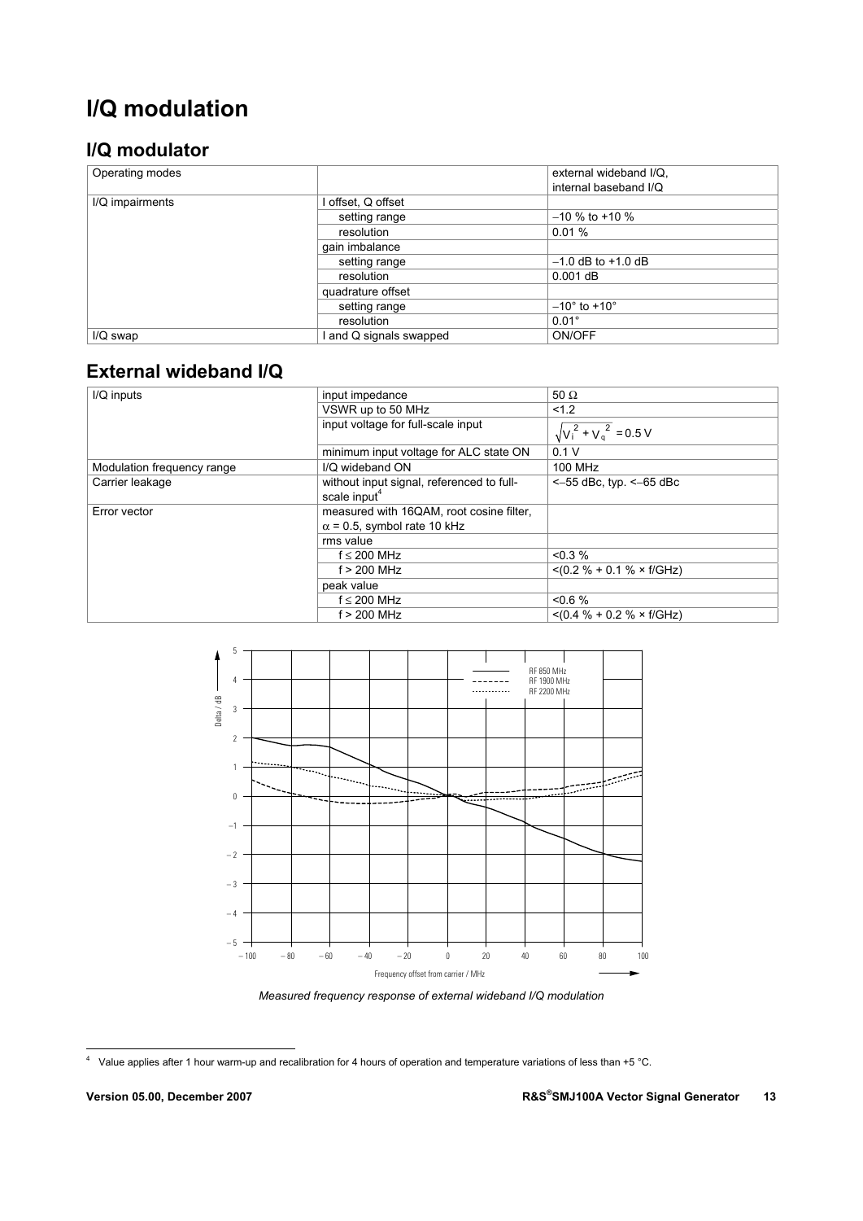# I/Q modulation

## I/Q modulator

| Operating modes | | external wideband I/Q, internal baseband I/Q |
|---|---|---|
| I/Q impairments | I offset, Q offset | |
| | setting range | −10 % to +10 % |
| | resolution | 0.01 % |
| | gain imbalance | |
| | setting range | −1.0 dB to +1.0 dB |
| | resolution | 0.001 dB |
| | quadrature offset | |
| | setting range | −10° to +10° |
| | resolution | 0.01° |
| I/Q swap | I and Q signals swapped | ON/OFF |

## External wideband I/Q

| I/Q inputs | input impedance | 50 Ω |
|---|---|---|
| | VSWR up to 50 MHz | <1.2 |
| | input voltage for full-scale input | $\sqrt{V_i^2 + V_q^2} = 0.5\ \text{V}$ |
| | minimum input voltage for ALC state ON | 0.1 V |
| Modulation frequency range | I/Q wideband ON | 100 MHz |
| Carrier leakage | without input signal, referenced to full-scale input[4] | <−55 dBc, typ. <−65 dBc |
| Error vector | measured with 16QAM, root cosine filter, α = 0.5, symbol rate 10 kHz | |
| | rms value | |
| | f ≤ 200 MHz | <0.3 % |
| | f > 200 MHz | <(0.2 % + 0.1 % × f/GHz) |
| | peak value | |
| | f ≤ 200 MHz | <0.6 % |
| | f > 200 MHz | <(0.4 % + 0.2 % × f/GHz) |

*Measured frequency response of external wideband I/Q modulation*

[4] Value applies after 1 hour warm-up and recalibration for 4 hours of operation and temperature variations of less than +5 °C.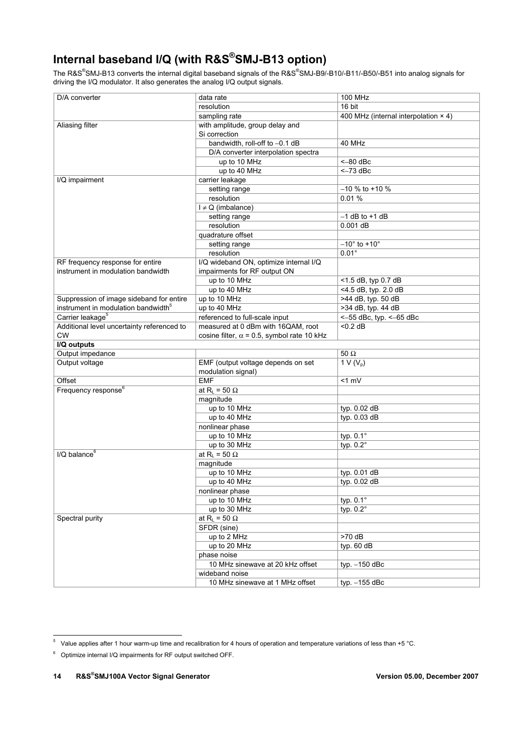## Internal baseband I/Q (with R&S®SMJ-B13 option)

The R&S®SMJ-B13 converts the internal digital baseband signals of the R&S®SMJ-B9/-B10/-B11/-B50/-B51 into analog signals for driving the I/Q modulator. It also generates the analog I/Q output signals.

| | | |
|---|---|---|
| D/A converter | data rate | 100 MHz |
| | resolution | 16 bit |
| | sampling rate | 400 MHz (internal interpolation × 4) |
| Aliasing filter | with amplitude, group delay and Si correction | |
| | bandwidth, roll-off to –0.1 dB | 40 MHz |
| | D/A converter interpolation spectra | |
| | up to 10 MHz | <–80 dBc |
| | up to 40 MHz | <–73 dBc |
| I/Q impairment | carrier leakage | |
| | setting range | –10 % to +10 % |
| | resolution | 0.01 % |
| | I ≠ Q (imbalance) | |
| | setting range | –1 dB to +1 dB |
| | resolution | 0.001 dB |
| | quadrature offset | |
| | setting range | –10° to +10° |
| | resolution | 0.01° |
| RF frequency response for entire instrument in modulation bandwidth | I/Q wideband ON, optimize internal I/Q impairments for RF output ON | |
| | up to 10 MHz | <1.5 dB, typ 0.7 dB |
| | up to 40 MHz | <4.5 dB, typ. 2.0 dB |
| Suppression of image sideband for entire instrument in modulation bandwidth[5] | up to 10 MHz | >44 dB, typ. 50 dB |
| | up to 40 MHz | >34 dB, typ. 44 dB |
| Carrier leakage[5] | referenced to full-scale input | <–55 dBc, typ. <–65 dBc |
| Additional level uncertainty referenced to CW | measured at 0 dBm with 16QAM, root cosine filter, α = 0.5, symbol rate 10 kHz | <0.2 dB |
| **I/Q outputs** | | |
| Output impedance | | 50 Ω |
| Output voltage | EMF (output voltage depends on set modulation signal) | 1 V ($V_p$) |
| Offset | EMF | <1 mV |
| Frequency response[6] | at $R_L$ = 50 Ω | |
| | magnitude | |
| | up to 10 MHz | typ. 0.02 dB |
| | up to 40 MHz | typ. 0.03 dB |
| | nonlinear phase | |
| | up to 10 MHz | typ. 0.1° |
| | up to 30 MHz | typ. 0.2° |
| I/Q balance[6] | at $R_L$ = 50 Ω | |
| | magnitude | |
| | up to 10 MHz | typ. 0.01 dB |
| | up to 40 MHz | typ. 0.02 dB |
| | nonlinear phase | |
| | up to 10 MHz | typ. 0.1° |
| | up to 30 MHz | typ. 0.2° |
| Spectral purity | at $R_L$ = 50 Ω | |
| | SFDR (sine) | |
| | up to 2 MHz | >70 dB |
| | up to 20 MHz | typ. 60 dB |
| | phase noise | |
| | 10 MHz sinewave at 20 kHz offset | typ. –150 dBc |
| | wideband noise | |
| | 10 MHz sinewave at 1 MHz offset | typ. –155 dBc |

[5] Value applies after 1 hour warm-up time and recalibration for 4 hours of operation and temperature variations of less than +5 °C.

[6] Optimize internal I/Q impairments for RF output switched OFF.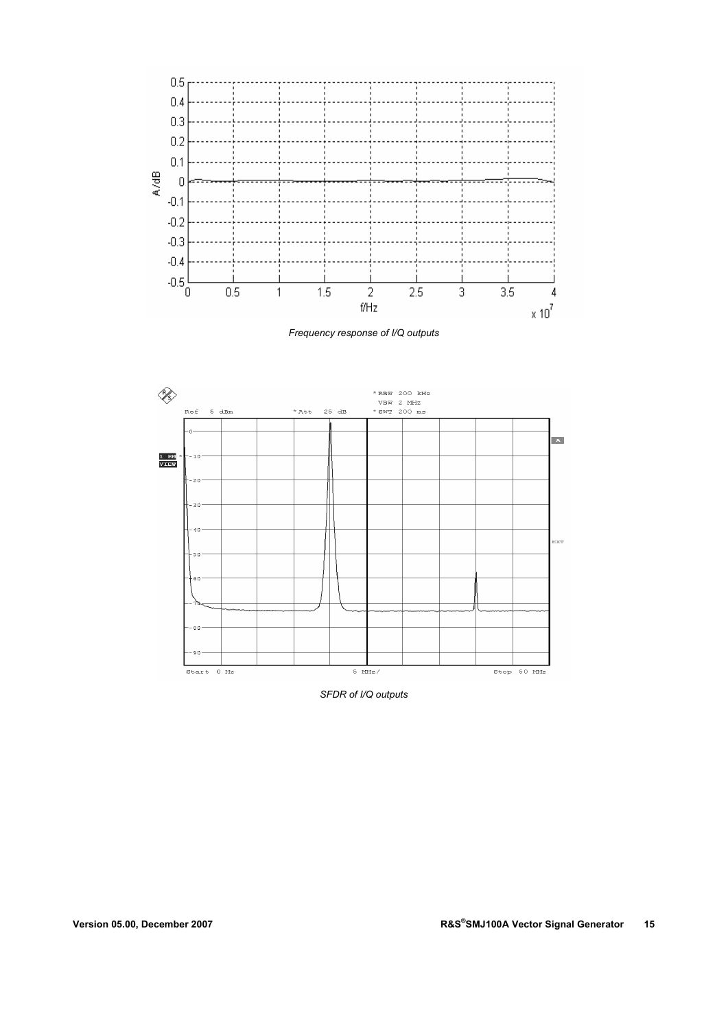Frequency response of I/Q outputs

SFDR of I/Q outputs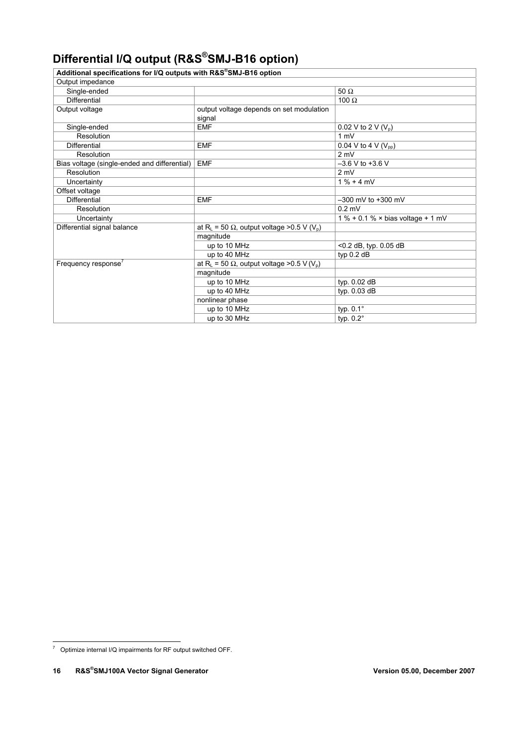# Differential I/Q output (R&S®SMJ-B16 option)

| Additional specifications for I/Q outputs with R&S®SMJ-B16 option | | |
|---|---|---|
| Output impedance | | |
| Single-ended | | 50 Ω |
| Differential | | 100 Ω |
| Output voltage | output voltage depends on set modulation signal | |
| Single-ended | EMF | 0.02 V to 2 V ($V_p$) |
| Resolution | | 1 mV |
| Differential | EMF | 0.04 V to 4 V ($V_{pp}$) |
| Resolution | | 2 mV |
| Bias voltage (single-ended and differential) | EMF | –3.6 V to +3.6 V |
| Resolution | | 2 mV |
| Uncertainty | | 1 % + 4 mV |
| Offset voltage | | |
| Differential | EMF | –300 mV to +300 mV |
| Resolution | | 0.2 mV |
| Uncertainty | | 1 % + 0.1 % × bias voltage + 1 mV |
| Differential signal balance | at $R_L$ = 50 Ω, output voltage >0.5 V ($V_p$) | |
| | magnitude | |
| | up to 10 MHz | <0.2 dB, typ. 0.05 dB |
| | up to 40 MHz | typ 0.2 dB |
| Frequency response[7] | at $R_L$ = 50 Ω, output voltage >0.5 V ($V_p$) | |
| | magnitude | |
| | up to 10 MHz | typ. 0.02 dB |
| | up to 40 MHz | typ. 0.03 dB |
| | nonlinear phase | |
| | up to 10 MHz | typ. 0.1° |
| | up to 30 MHz | typ. 0.2° |

[7] Optimize internal I/Q impairments for RF output switched OFF.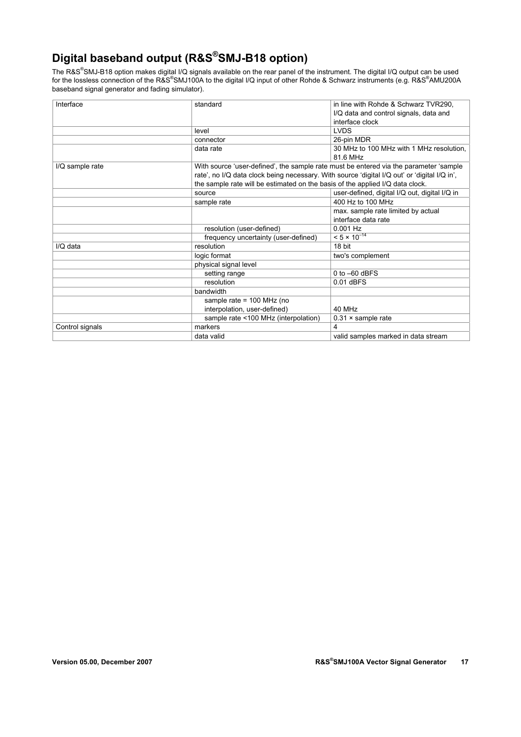## Digital baseband output (R&S®SMJ-B18 option)

The R&S®SMJ-B18 option makes digital I/Q signals available on the rear panel of the instrument. The digital I/Q output can be used for the lossless connection of the R&S®SMJ100A to the digital I/Q input of other Rohde & Schwarz instruments (e.g. R&S®AMU200A baseband signal generator and fading simulator).

| | | |
|---|---|---|
| Interface | standard | in line with Rohde & Schwarz TVR290, I/Q data and control signals, data and interface clock |
| | level | LVDS |
| | connector | 26-pin MDR |
| | data rate | 30 MHz to 100 MHz with 1 MHz resolution, 81.6 MHz |
| I/Q sample rate | With source 'user-defined', the sample rate must be entered via the parameter 'sample rate', no I/Q data clock being necessary. With source 'digital I/Q out' or 'digital I/Q in', the sample rate will be estimated on the basis of the applied I/Q data clock. | |
| | source | user-defined, digital I/Q out, digital I/Q in |
| | sample rate | 400 Hz to 100 MHz |
| | | max. sample rate limited by actual interface data rate |
| | resolution (user-defined) | 0.001 Hz |
| | frequency uncertainty (user-defined) | $< 5 \times 10^{-14}$ |
| I/Q data | resolution | 18 bit |
| | logic format | two's complement |
| | physical signal level | |
| | setting range | 0 to –60 dBFS |
| | resolution | 0.01 dBFS |
| | bandwidth | |
| | sample rate = 100 MHz (no interpolation, user-defined) | 40 MHz |
| | sample rate <100 MHz (interpolation) | 0.31 × sample rate |
| Control signals | markers | 4 |
| | data valid | valid samples marked in data stream |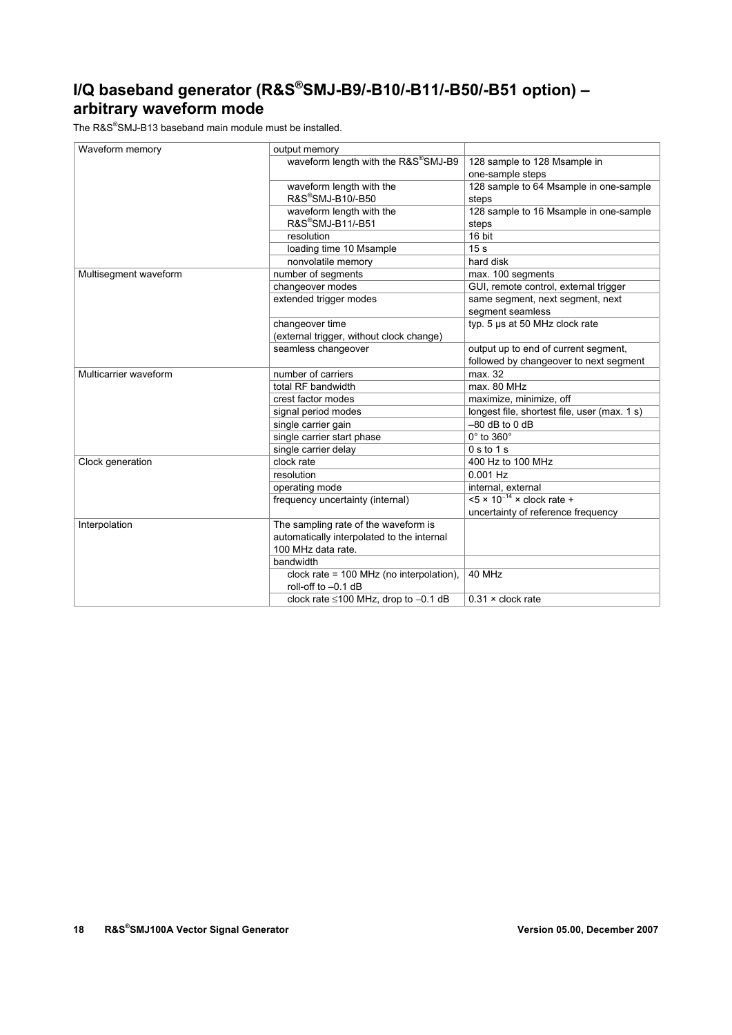# I/Q baseband generator (R&S®SMJ-B9/-B10/-B11/-B50/-B51 option) – arbitrary waveform mode

The R&S®SMJ-B13 baseband main module must be installed.

| | | |
|---|---|---|
| Waveform memory | output memory | |
| | waveform length with the R&S®SMJ-B9 | 128 sample to 128 Msample in one-sample steps |
| | waveform length with the R&S®SMJ-B10/-B50 | 128 sample to 64 Msample in one-sample steps |
| | waveform length with the R&S®SMJ-B11/-B51 | 128 sample to 16 Msample in one-sample steps |
| | resolution | 16 bit |
| | loading time 10 Msample | 15 s |
| | nonvolatile memory | hard disk |
| Multisegment waveform | number of segments | max. 100 segments |
| | changeover modes | GUI, remote control, external trigger |
| | extended trigger modes | same segment, next segment, next segment seamless |
| | changeover time (external trigger, without clock change) | typ. 5 µs at 50 MHz clock rate |
| | seamless changeover | output up to end of current segment, followed by changeover to next segment |
| Multicarrier waveform | number of carriers | max. 32 |
| | total RF bandwidth | max. 80 MHz |
| | crest factor modes | maximize, minimize, off |
| | signal period modes | longest file, shortest file, user (max. 1 s) |
| | single carrier gain | –80 dB to 0 dB |
| | single carrier start phase | 0° to 360° |
| | single carrier delay | 0 s to 1 s |
| Clock generation | clock rate | 400 Hz to 100 MHz |
| | resolution | 0.001 Hz |
| | operating mode | internal, external |
| | frequency uncertainty (internal) | $<5 \times 10^{-14}$ × clock rate + uncertainty of reference frequency |
| Interpolation | The sampling rate of the waveform is automatically interpolated to the internal 100 MHz data rate. | |
| | bandwidth | |
| | clock rate = 100 MHz (no interpolation), roll-off to –0.1 dB | 40 MHz |
| | clock rate ≤100 MHz, drop to –0.1 dB | 0.31 × clock rate |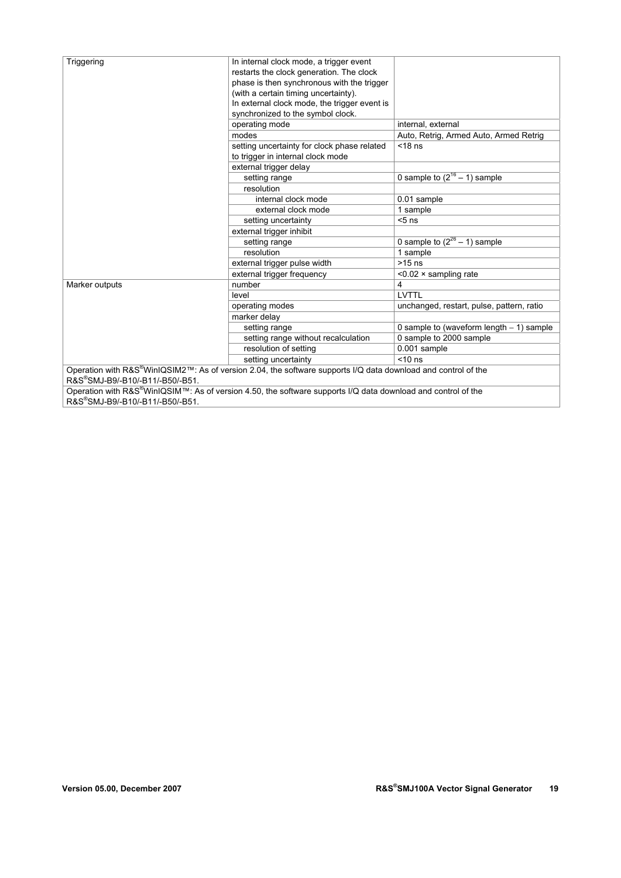| | | |
|---|---|---|
| Triggering | In internal clock mode, a trigger event restarts the clock generation. The clock phase is then synchronous with the trigger (with a certain timing uncertainty). In external clock mode, the trigger event is synchronized to the symbol clock. | |
| | operating mode | internal, external |
| | modes | Auto, Retrig, Armed Auto, Armed Retrig |
| | setting uncertainty for clock phase related to trigger in internal clock mode | <18 ns |
| | external trigger delay | |
| | setting range | 0 sample to $(2^{16} - 1)$ sample |
| | resolution | |
| | internal clock mode | 0.01 sample |
| | external clock mode | 1 sample |
| | setting uncertainty | <5 ns |
| | external trigger inhibit | |
| | setting range | 0 sample to $(2^{26} - 1)$ sample |
| | resolution | 1 sample |
| | external trigger pulse width | >15 ns |
| | external trigger frequency | <0.02 × sampling rate |
| Marker outputs | number | 4 |
| | level | LVTTL |
| | operating modes | unchanged, restart, pulse, pattern, ratio |
| | marker delay | |
| | setting range | 0 sample to (waveform length − 1) sample |
| | setting range without recalculation | 0 sample to 2000 sample |
| | resolution of setting | 0.001 sample |
| | setting uncertainty | <10 ns |

Operation with R&S®WinIQSIM2™: As of version 2.04, the software supports I/Q data download and control of the R&S®SMJ-B9/-B10/-B11/-B50/-B51.

Operation with R&S®WinIQSIM™: As of version 4.50, the software supports I/Q data download and control of the R&S®SMJ-B9/-B10/-B11/-B50/-B51.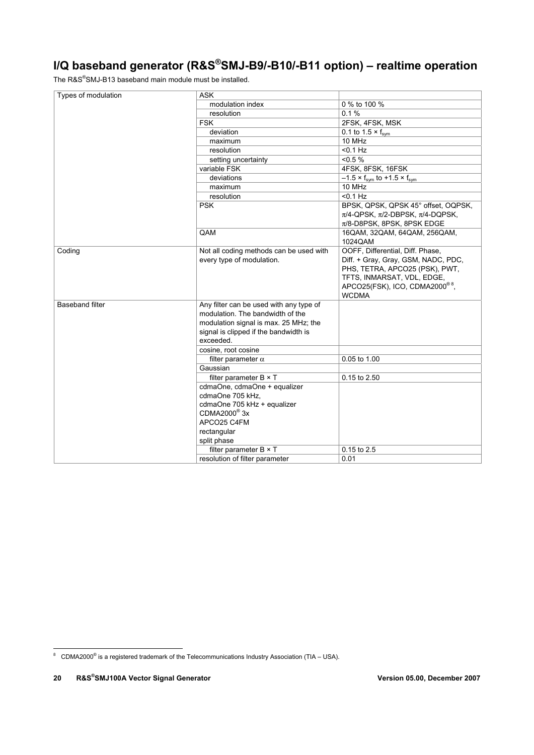# I/Q baseband generator (R&S®SMJ-B9/-B10/-B11 option) – realtime operation

The R&S®SMJ-B13 baseband main module must be installed.

| | | |
|---|---|---|
| Types of modulation | ASK | |
| | modulation index | 0 % to 100 % |
| | resolution | 0.1 % |
| | FSK | 2FSK, 4FSK, MSK |
| | deviation | 0.1 to 1.5 × $f_{sym}$ |
| | maximum | 10 MHz |
| | resolution | <0.1 Hz |
| | setting uncertainty | <0.5 % |
| | variable FSK | 4FSK, 8FSK, 16FSK |
| | deviations | –1.5 × $f_{sym}$ to +1.5 × $f_{sym}$ |
| | maximum | 10 MHz |
| | resolution | <0.1 Hz |
| | PSK | BPSK, QPSK, QPSK 45° offset, OQPSK, π/4-QPSK, π/2-DBPSK, π/4-DQPSK, π/8-D8PSK, 8PSK, 8PSK EDGE |
| | QAM | 16QAM, 32QAM, 64QAM, 256QAM, 1024QAM |
| Coding | Not all coding methods can be used with every type of modulation. | OOFF, Differential, Diff. Phase, Diff. + Gray, Gray, GSM, NADC, PDC, PHS, TETRA, APCO25 (PSK), PWT, TFTS, INMARSAT, VDL, EDGE, APCO25(FSK), ICO, CDMA2000® [8], WCDMA |
| Baseband filter | Any filter can be used with any type of modulation. The bandwidth of the modulation signal is max. 25 MHz; the signal is clipped if the bandwidth is exceeded. | |
| | cosine, root cosine | |
| | filter parameter α | 0.05 to 1.00 |
| | Gaussian | |
| | filter parameter B × T | 0.15 to 2.50 |
| | cdmaOne, cdmaOne + equalizer<br>cdmaOne 705 kHz,<br>cdmaOne 705 kHz + equalizer<br>CDMA2000® 3x<br>APCO25 C4FM<br>rectangular<br>split phase | |
| | filter parameter B × T | 0.15 to 2.5 |
| | resolution of filter parameter | 0.01 |

[8] CDMA2000® is a registered trademark of the Telecommunications Industry Association (TIA – USA).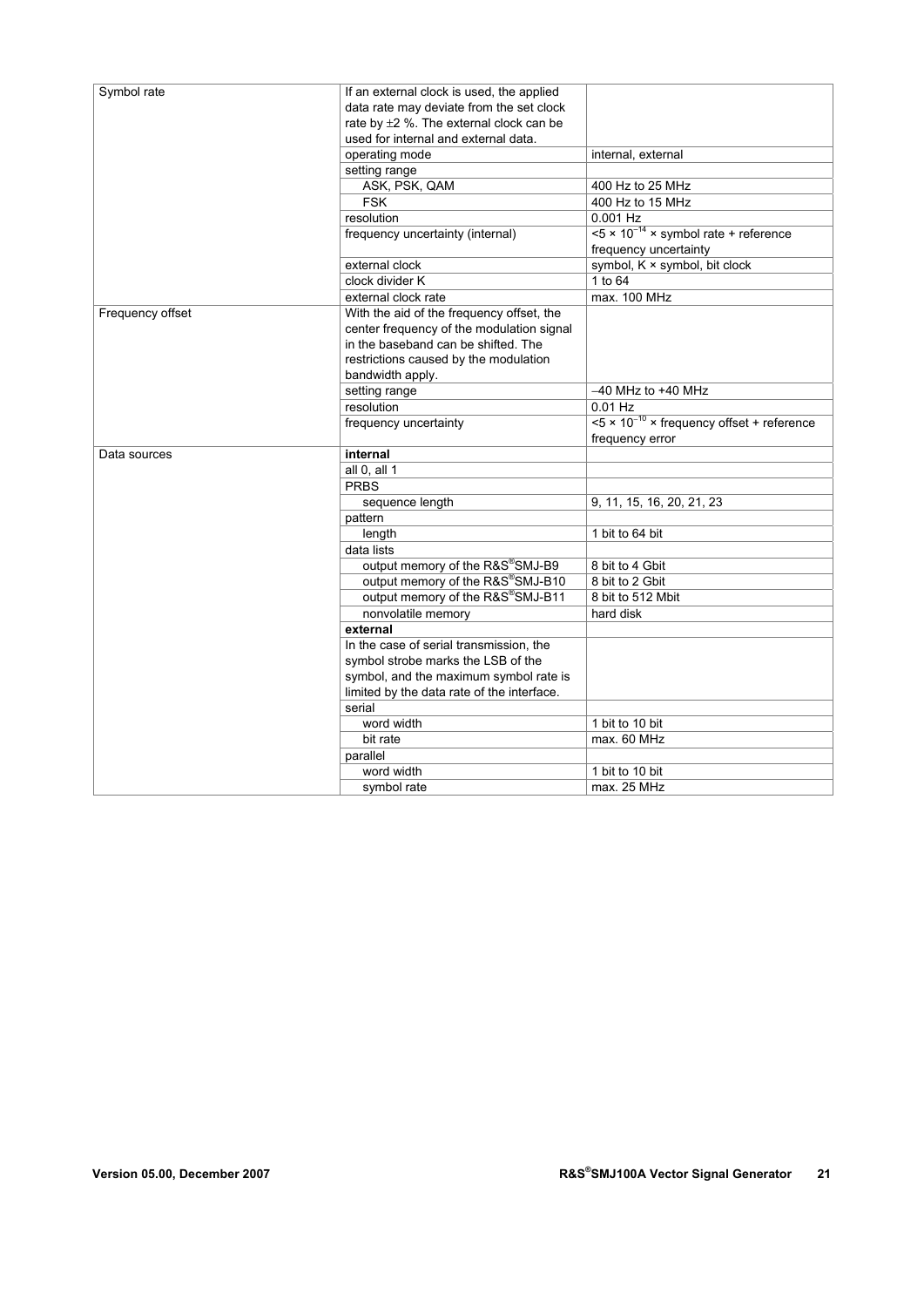| | | |
|---|---|---|
| Symbol rate | If an external clock is used, the applied data rate may deviate from the set clock rate by ±2 %. The external clock can be used for internal and external data. | |
| | operating mode | internal, external |
| | setting range | |
| | ASK, PSK, QAM | 400 Hz to 25 MHz |
| | FSK | 400 Hz to 15 MHz |
| | resolution | 0.001 Hz |
| | frequency uncertainty (internal) | $<5 \times 10^{-14}$ × symbol rate + reference frequency uncertainty |
| | external clock | symbol, K × symbol, bit clock |
| | clock divider K | 1 to 64 |
| | external clock rate | max. 100 MHz |
| Frequency offset | With the aid of the frequency offset, the center frequency of the modulation signal in the baseband can be shifted. The restrictions caused by the modulation bandwidth apply. | |
| | setting range | –40 MHz to +40 MHz |
| | resolution | 0.01 Hz |
| | frequency uncertainty | $<5 \times 10^{-10}$ × frequency offset + reference frequency error |
| Data sources | **internal** | |
| | all 0, all 1 | |
| | PRBS | |
| | sequence length | 9, 11, 15, 16, 20, 21, 23 |
| | pattern | |
| | length | 1 bit to 64 bit |
| | data lists | |
| | output memory of the R&S®SMJ-B9 | 8 bit to 4 Gbit |
| | output memory of the R&S®SMJ-B10 | 8 bit to 2 Gbit |
| | output memory of the R&S®SMJ-B11 | 8 bit to 512 Mbit |
| | nonvolatile memory | hard disk |
| | **external** | |
| | In the case of serial transmission, the symbol strobe marks the LSB of the symbol, and the maximum symbol rate is limited by the data rate of the interface. | |
| | serial | |
| | word width | 1 bit to 10 bit |
| | bit rate | max. 60 MHz |
| | parallel | |
| | word width | 1 bit to 10 bit |
| | symbol rate | max. 25 MHz |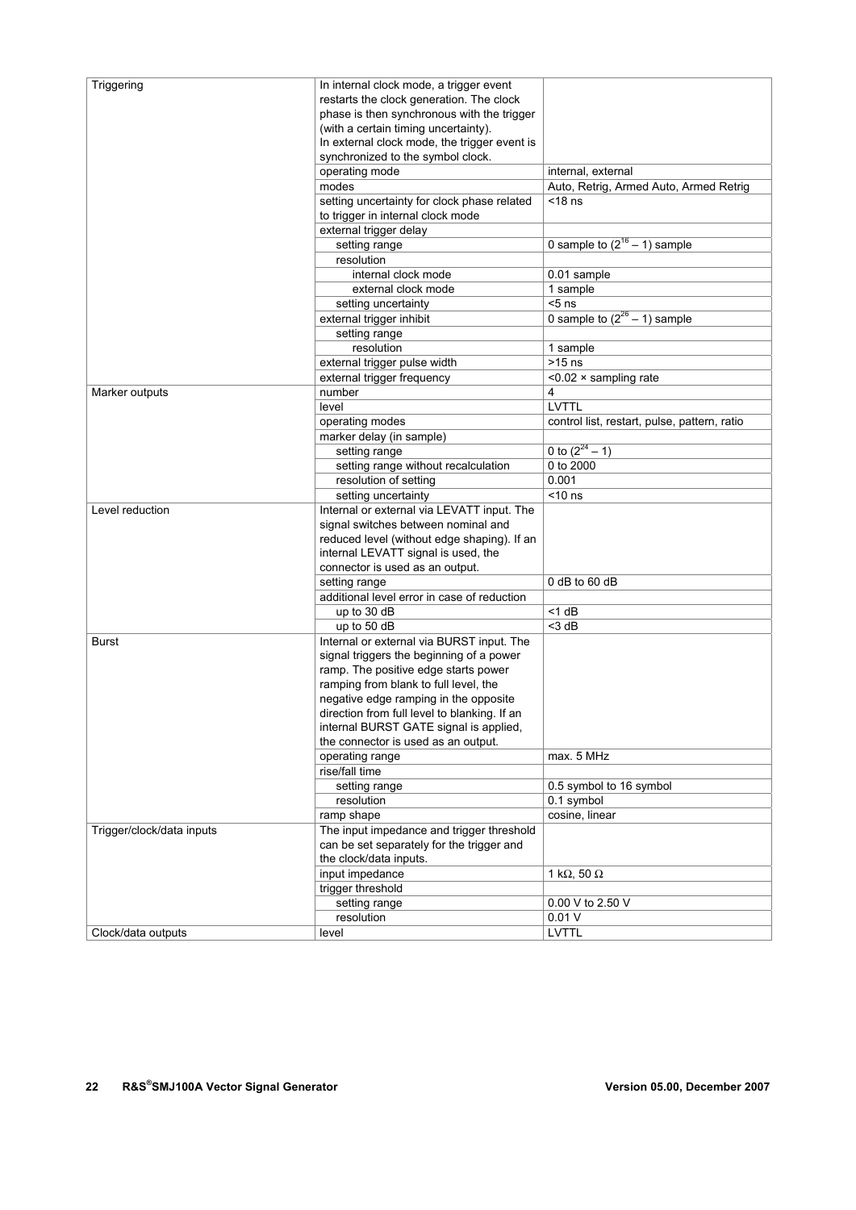| | | |
|---|---|---|
| Triggering | In internal clock mode, a trigger event restarts the clock generation. The clock phase is then synchronous with the trigger (with a certain timing uncertainty). In external clock mode, the trigger event is synchronized to the symbol clock. | |
| | operating mode | internal, external |
| | modes | Auto, Retrig, Armed Auto, Armed Retrig |
| | setting uncertainty for clock phase related to trigger in internal clock mode | <18 ns |
| | external trigger delay | |
| | setting range | 0 sample to $(2^{16} - 1)$ sample |
| | resolution | |
| | internal clock mode | 0.01 sample |
| | external clock mode | 1 sample |
| | setting uncertainty | <5 ns |
| | external trigger inhibit | 0 sample to $(2^{26} - 1)$ sample |
| | setting range | |
| | resolution | 1 sample |
| | external trigger pulse width | >15 ns |
| | external trigger frequency | <0.02 × sampling rate |
| Marker outputs | number | 4 |
| | level | LVTTL |
| | operating modes | control list, restart, pulse, pattern, ratio |
| | marker delay (in sample) | |
| | setting range | 0 to $(2^{24} - 1)$ |
| | setting range without recalculation | 0 to 2000 |
| | resolution of setting | 0.001 |
| | setting uncertainty | <10 ns |
| Level reduction | Internal or external via LEVATT input. The signal switches between nominal and reduced level (without edge shaping). If an internal LEVATT signal is used, the connector is used as an output. | |
| | setting range | 0 dB to 60 dB |
| | additional level error in case of reduction | |
| | up to 30 dB | <1 dB |
| | up to 50 dB | <3 dB |
| Burst | Internal or external via BURST input. The signal triggers the beginning of a power ramp. The positive edge starts power ramping from blank to full level, the negative edge ramping in the opposite direction from full level to blanking. If an internal BURST GATE signal is applied, the connector is used as an output. | |
| | operating range | max. 5 MHz |
| | rise/fall time | |
| | setting range | 0.5 symbol to 16 symbol |
| | resolution | 0.1 symbol |
| | ramp shape | cosine, linear |
| Trigger/clock/data inputs | The input impedance and trigger threshold can be set separately for the trigger and the clock/data inputs. | |
| | input impedance | 1 kΩ, 50 Ω |
| | trigger threshold | |
| | setting range | 0.00 V to 2.50 V |
| | resolution | 0.01 V |
| Clock/data outputs | level | LVTTL |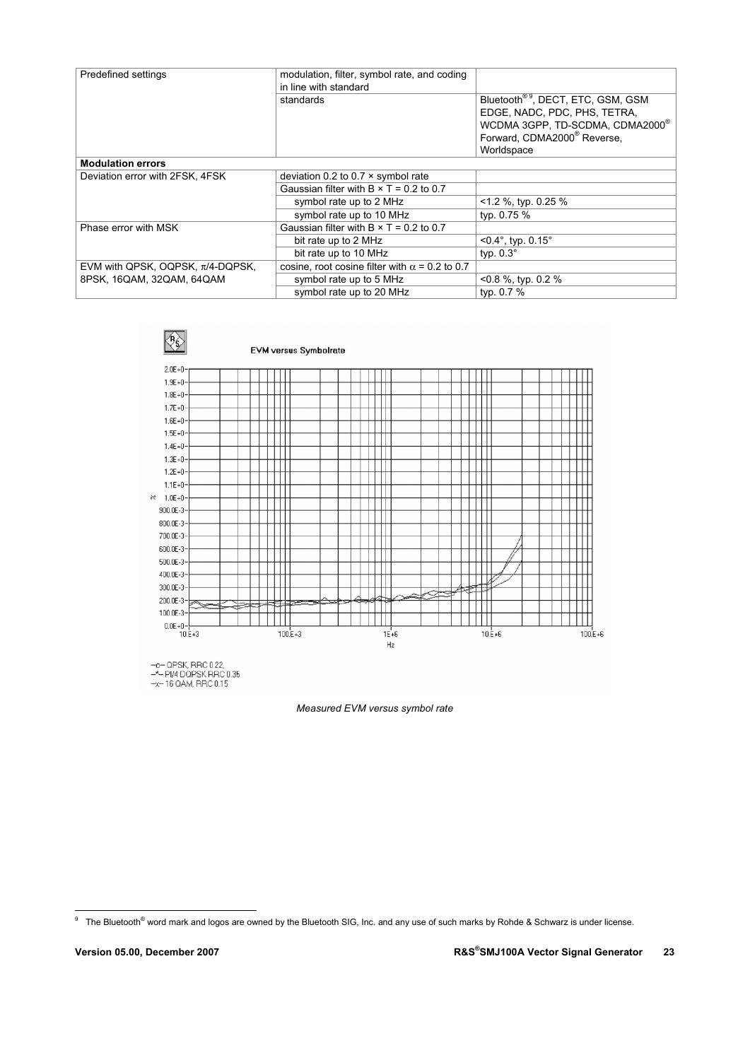| Predefined settings | modulation, filter, symbol rate, and coding in line with standard | |
|---|---|---|
| | standards | Bluetooth® [9], DECT, ETC, GSM, GSM EDGE, NADC, PDC, PHS, TETRA, WCDMA 3GPP, TD-SCDMA, CDMA2000® Forward, CDMA2000® Reverse, Worldspace |
| **Modulation errors** | | |
| Deviation error with 2FSK, 4FSK | deviation 0.2 to 0.7 × symbol rate | |
| | Gaussian filter with B × T = 0.2 to 0.7 | |
| | symbol rate up to 2 MHz | <1.2 %, typ. 0.25 % |
| | symbol rate up to 10 MHz | typ. 0.75 % |
| Phase error with MSK | Gaussian filter with B × T = 0.2 to 0.7 | |
| | bit rate up to 2 MHz | <0.4°, typ. 0.15° |
| | bit rate up to 10 MHz | typ. 0.3° |
| EVM with QPSK, OQPSK, π/4-DQPSK, 8PSK, 16QAM, 32QAM, 64QAM | cosine, root cosine filter with α = 0.2 to 0.7 | |
| | symbol rate up to 5 MHz | <0.8 %, typ. 0.2 % |
| | symbol rate up to 20 MHz | typ. 0.7 % |

*Measured EVM versus symbol rate*

[9] The Bluetooth® word mark and logos are owned by the Bluetooth SIG, Inc. and any use of such marks by Rohde & Schwarz is under license.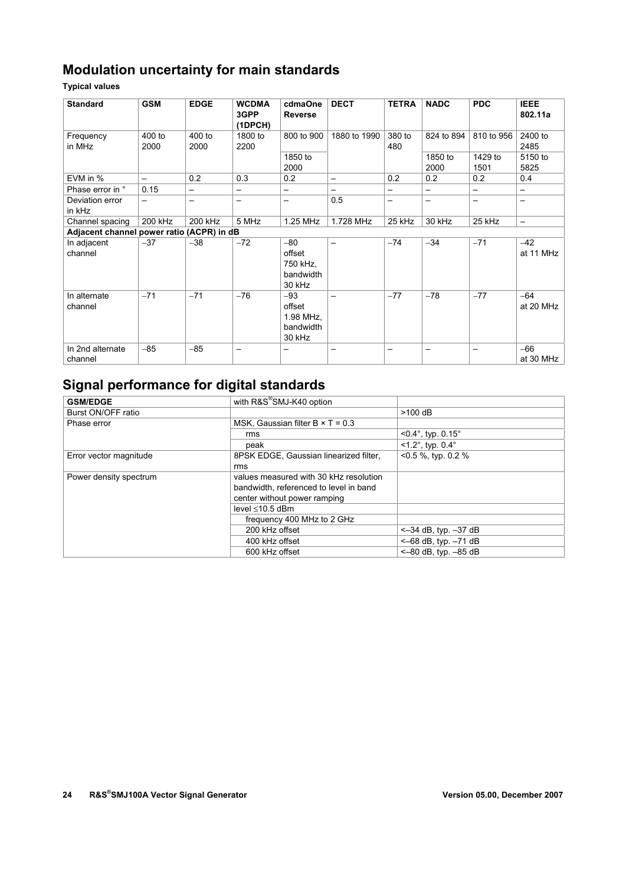## Modulation uncertainty for main standards

**Typical values**

| Standard | GSM | EDGE | WCDMA 3GPP (1DPCH) | cdmaOne Reverse | DECT | TETRA | NADC | PDC | IEEE 802.11a |
|---|---|---|---|---|---|---|---|---|---|
| Frequency in MHz | 400 to 2000 | 400 to 2000 | 1800 to 2200 | 800 to 900 | 1880 to 1990 | 380 to 480 | 824 to 894 | 810 to 956 | 2400 to 2485 |
| | | | | 1850 to 2000 | | | 1850 to 2000 | 1429 to 1501 | 5150 to 5825 |
| EVM in % | – | 0.2 | 0.3 | 0.2 | – | 0.2 | 0.2 | 0.2 | 0.4 |
| Phase error in ° | 0.15 | – | – | – | – | – | – | – | – |
| Deviation error in kHz | – | – | – | – | 0.5 | – | – | – | – |
| Channel spacing | 200 kHz | 200 kHz | 5 MHz | 1.25 MHz | 1.728 MHz | 25 kHz | 30 kHz | 25 kHz | – |
| **Adjacent channel power ratio (ACPR) in dB** | | | | | | | | | |
| In adjacent channel | –37 | –38 | –72 | –80 offset 750 kHz, bandwidth 30 kHz | – | –74 | –34 | –71 | –42 at 11 MHz |
| In alternate channel | –71 | –71 | –76 | –93 offset 1.98 MHz, bandwidth 30 kHz | – | –77 | –78 | –77 | –64 at 20 MHz |
| In 2nd alternate channel | –85 | –85 | – | – | – | – | – | – | –66 at 30 MHz |

## Signal performance for digital standards

| **GSM/EDGE** | with R&S®SMJ-K40 option | |
|---|---|---|
| Burst ON/OFF ratio | | >100 dB |
| Phase error | MSK, Gaussian filter B × T = 0.3 | |
| | rms | <0.4°, typ. 0.15° |
| | peak | <1.2°, typ. 0.4° |
| Error vector magnitude | 8PSK EDGE, Gaussian linearized filter, rms | <0.5 %, typ. 0.2 % |
| Power density spectrum | values measured with 30 kHz resolution bandwidth, referenced to level in band center without power ramping | |
| | level ≤10.5 dBm | |
| | frequency 400 MHz to 2 GHz | |
| | 200 kHz offset | <–34 dB, typ. –37 dB |
| | 400 kHz offset | <–68 dB, typ. –71 dB |
| | 600 kHz offset | <–80 dB, typ. –85 dB |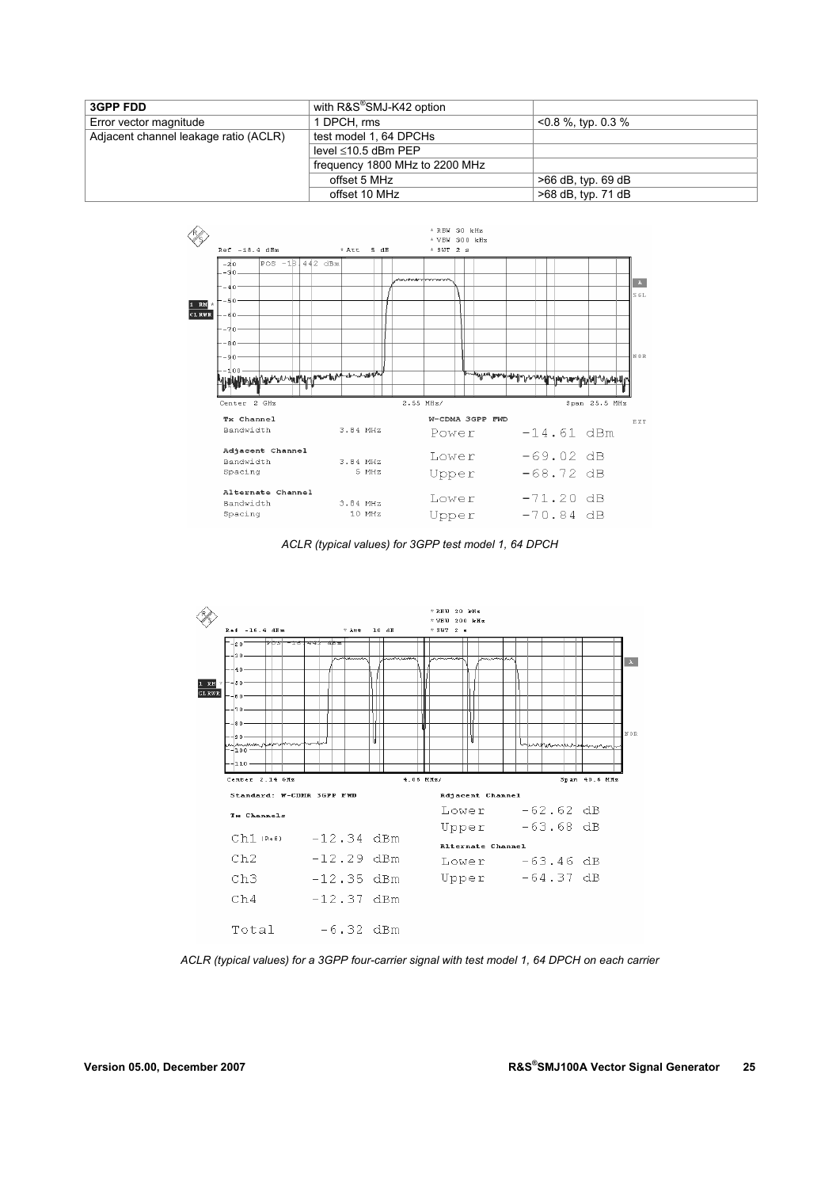| 3GPP FDD | with R&S®SMJ-K42 option | |
|---|---|---|
| Error vector magnitude | 1 DPCH, rms | <0.8 %, typ. 0.3 % |
| Adjacent channel leakage ratio (ACLR) | test model 1, 64 DPCHs | |
| | level ≤10.5 dBm PEP | |
| | frequency 1800 MHz to 2200 MHz | |
| | offset 5 MHz | >66 dB, typ. 69 dB |
| | offset 10 MHz | >68 dB, typ. 71 dB |

*ACLR (typical values) for 3GPP test model 1, 64 DPCH*

*ACLR (typical values) for a 3GPP four-carrier signal with test model 1, 64 DPCH on each carrier*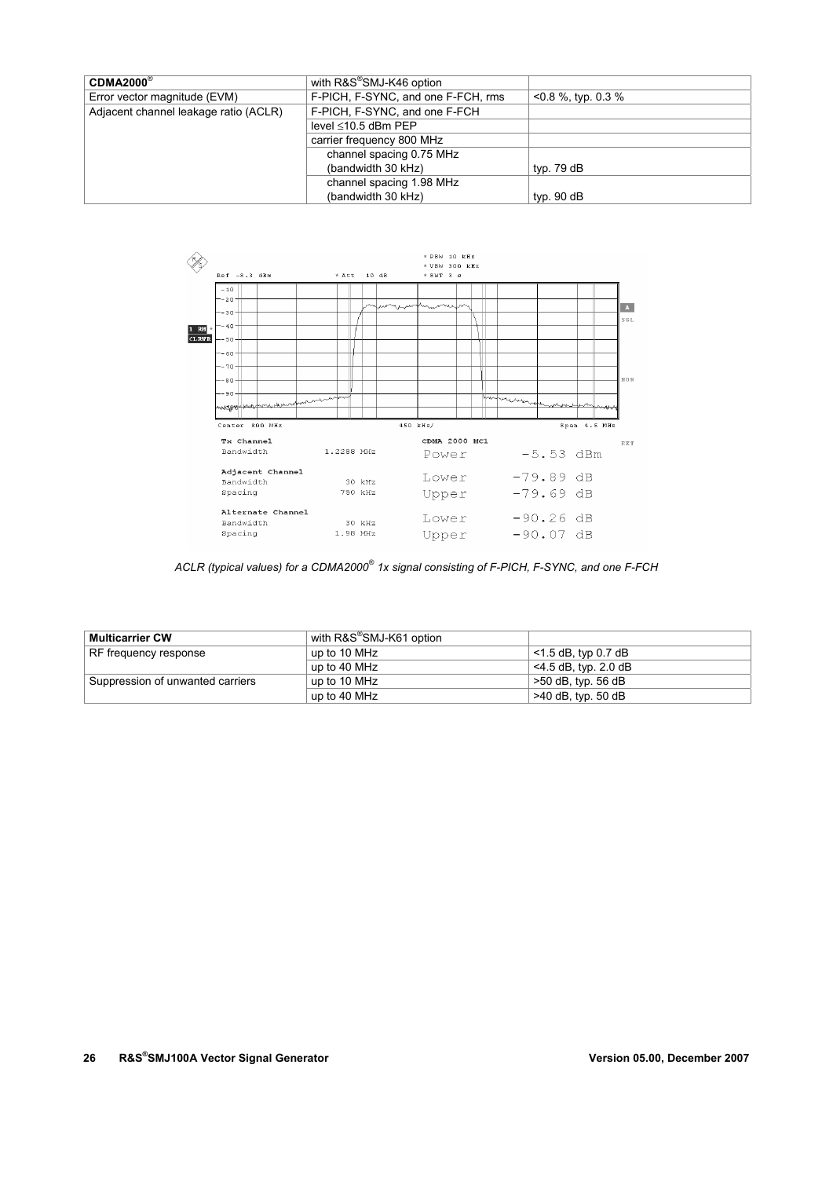| CDMA2000® | with R&S®SMJ-K46 option | |
|---|---|---|
| Error vector magnitude (EVM) | F-PICH, F-SYNC, and one F-FCH, rms | <0.8 %, typ. 0.3 % |
| Adjacent channel leakage ratio (ACLR) | F-PICH, F-SYNC, and one F-FCH | |
| | level ≤10.5 dBm PEP | |
| | carrier frequency 800 MHz | |
| | channel spacing 0.75 MHz (bandwidth 30 kHz) | typ. 79 dB |
| | channel spacing 1.98 MHz (bandwidth 30 kHz) | typ. 90 dB |

*ACLR (typical values) for a CDMA2000® 1x signal consisting of F-PICH, F-SYNC, and one F-FCH*

| Multicarrier CW | with R&S®SMJ-K61 option | |
|---|---|---|
| RF frequency response | up to 10 MHz | <1.5 dB, typ 0.7 dB |
| | up to 40 MHz | <4.5 dB, typ. 2.0 dB |
| Suppression of unwanted carriers | up to 10 MHz | >50 dB, typ. 56 dB |
| | up to 40 MHz | >40 dB, typ. 50 dB |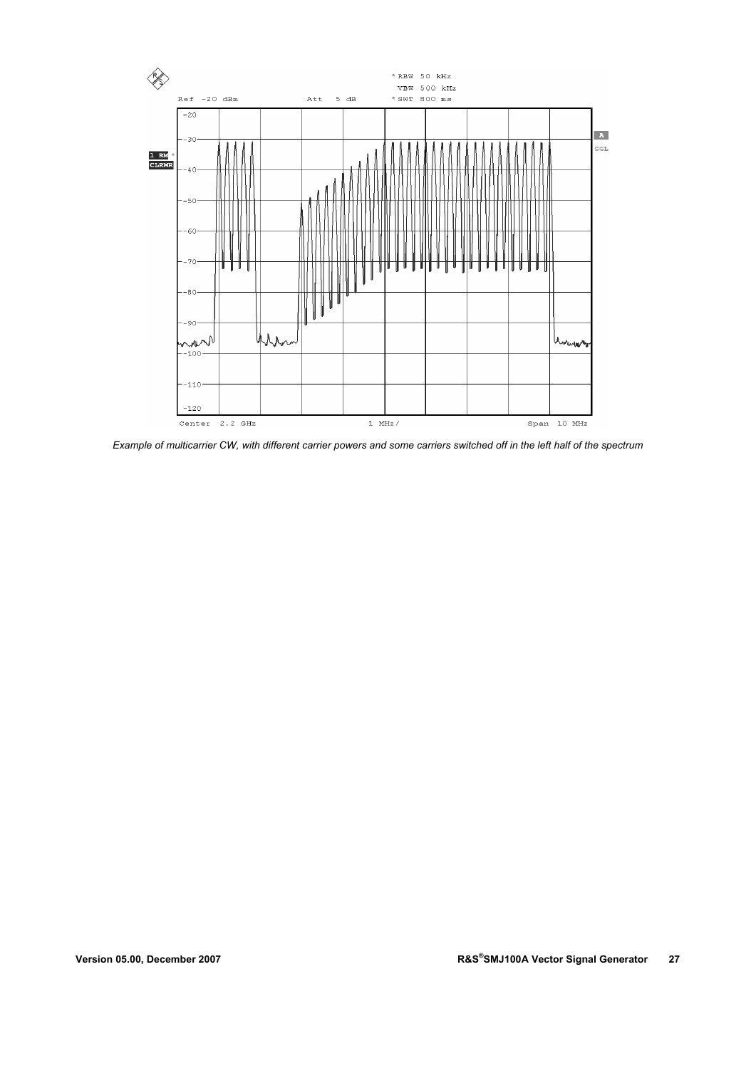*Example of multicarrier CW, with different carrier powers and some carriers switched off in the left half of the spectrum*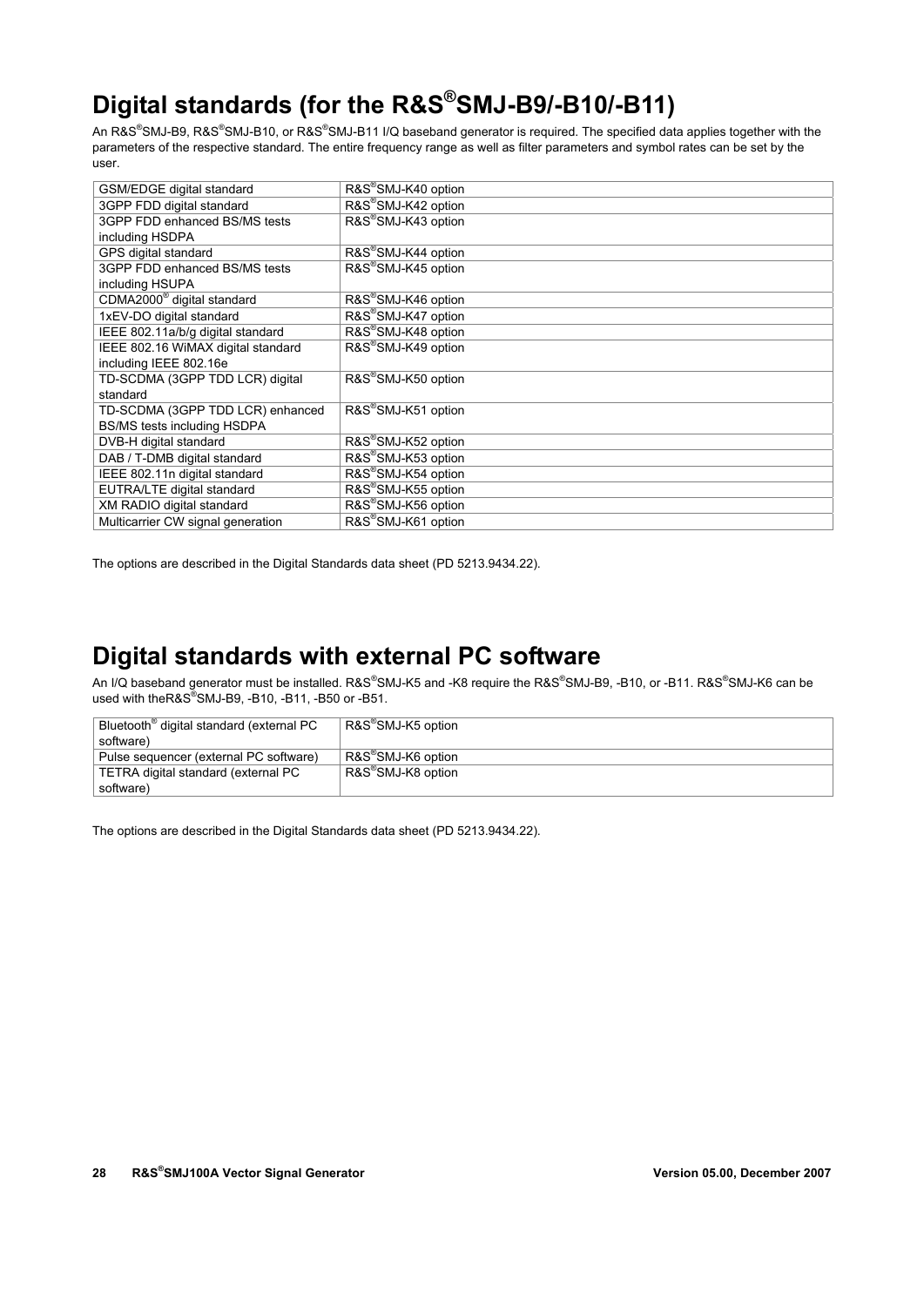# Digital standards (for the R&S®SMJ-B9/-B10/-B11)

An R&S®SMJ-B9, R&S®SMJ-B10, or R&S®SMJ-B11 I/Q baseband generator is required. The specified data applies together with the parameters of the respective standard. The entire frequency range as well as filter parameters and symbol rates can be set by the user.

| | |
|---|---|
| GSM/EDGE digital standard | R&S®SMJ-K40 option |
| 3GPP FDD digital standard | R&S®SMJ-K42 option |
| 3GPP FDD enhanced BS/MS tests including HSDPA | R&S®SMJ-K43 option |
| GPS digital standard | R&S®SMJ-K44 option |
| 3GPP FDD enhanced BS/MS tests including HSUPA | R&S®SMJ-K45 option |
| CDMA2000® digital standard | R&S®SMJ-K46 option |
| 1xEV-DO digital standard | R&S®SMJ-K47 option |
| IEEE 802.11a/b/g digital standard | R&S®SMJ-K48 option |
| IEEE 802.16 WiMAX digital standard including IEEE 802.16e | R&S®SMJ-K49 option |
| TD-SCDMA (3GPP TDD LCR) digital standard | R&S®SMJ-K50 option |
| TD-SCDMA (3GPP TDD LCR) enhanced BS/MS tests including HSDPA | R&S®SMJ-K51 option |
| DVB-H digital standard | R&S®SMJ-K52 option |
| DAB / T-DMB digital standard | R&S®SMJ-K53 option |
| IEEE 802.11n digital standard | R&S®SMJ-K54 option |
| EUTRA/LTE digital standard | R&S®SMJ-K55 option |
| XM RADIO digital standard | R&S®SMJ-K56 option |
| Multicarrier CW signal generation | R&S®SMJ-K61 option |

The options are described in the Digital Standards data sheet (PD 5213.9434.22).

# Digital standards with external PC software

An I/Q baseband generator must be installed. R&S®SMJ-K5 and -K8 require the R&S®SMJ-B9, -B10, or -B11. R&S®SMJ-K6 can be used with theR&S®SMJ-B9, -B10, -B11, -B50 or -B51.

| | |
|---|---|
| Bluetooth® digital standard (external PC software) | R&S®SMJ-K5 option |
| Pulse sequencer (external PC software) | R&S®SMJ-K6 option |
| TETRA digital standard (external PC software) | R&S®SMJ-K8 option |

The options are described in the Digital Standards data sheet (PD 5213.9434.22).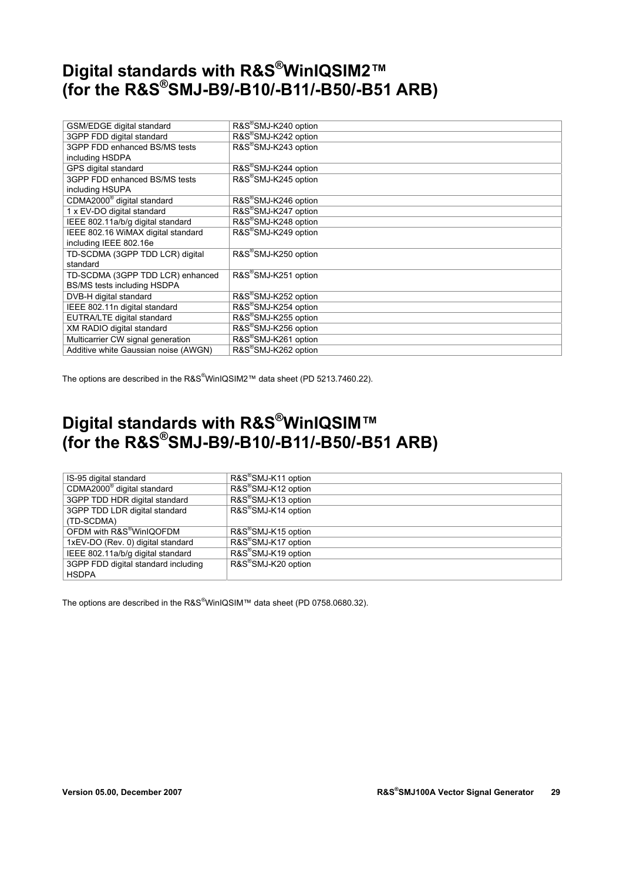# Digital standards with R&S®WinIQSIM2™ (for the R&S®SMJ-B9/-B10/-B11/-B50/-B51 ARB)

| | |
|---|---|
| GSM/EDGE digital standard | R&S®SMJ-K240 option |
| 3GPP FDD digital standard | R&S®SMJ-K242 option |
| 3GPP FDD enhanced BS/MS tests including HSDPA | R&S®SMJ-K243 option |
| GPS digital standard | R&S®SMJ-K244 option |
| 3GPP FDD enhanced BS/MS tests including HSUPA | R&S®SMJ-K245 option |
| CDMA2000® digital standard | R&S®SMJ-K246 option |
| 1 x EV-DO digital standard | R&S®SMJ-K247 option |
| IEEE 802.11a/b/g digital standard | R&S®SMJ-K248 option |
| IEEE 802.16 WiMAX digital standard including IEEE 802.16e | R&S®SMJ-K249 option |
| TD-SCDMA (3GPP TDD LCR) digital standard | R&S®SMJ-K250 option |
| TD-SCDMA (3GPP TDD LCR) enhanced BS/MS tests including HSDPA | R&S®SMJ-K251 option |
| DVB-H digital standard | R&S®SMJ-K252 option |
| IEEE 802.11n digital standard | R&S®SMJ-K254 option |
| EUTRA/LTE digital standard | R&S®SMJ-K255 option |
| XM RADIO digital standard | R&S®SMJ-K256 option |
| Multicarrier CW signal generation | R&S®SMJ-K261 option |
| Additive white Gaussian noise (AWGN) | R&S®SMJ-K262 option |

The options are described in the R&S®WinIQSIM2™ data sheet (PD 5213.7460.22).

# Digital standards with R&S®WinIQSIM™ (for the R&S®SMJ-B9/-B10/-B11/-B50/-B51 ARB)

| | |
|---|---|
| IS-95 digital standard | R&S®SMJ-K11 option |
| CDMA2000® digital standard | R&S®SMJ-K12 option |
| 3GPP TDD HDR digital standard | R&S®SMJ-K13 option |
| 3GPP TDD LDR digital standard (TD-SCDMA) | R&S®SMJ-K14 option |
| OFDM with R&S®WinIQOFDM | R&S®SMJ-K15 option |
| 1xEV-DO (Rev. 0) digital standard | R&S®SMJ-K17 option |
| IEEE 802.11a/b/g digital standard | R&S®SMJ-K19 option |
| 3GPP FDD digital standard including HSDPA | R&S®SMJ-K20 option |

The options are described in the R&S®WinIQSIM™ data sheet (PD 0758.0680.32).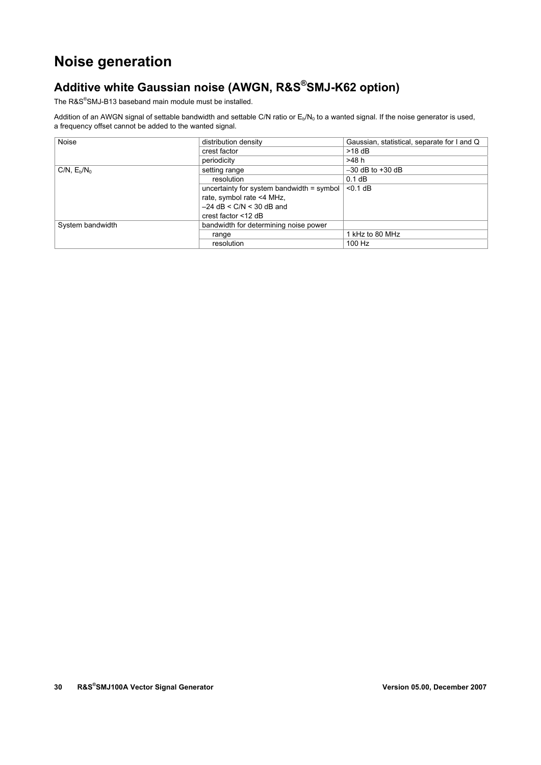# Noise generation

## Additive white Gaussian noise (AWGN, R&S®SMJ-K62 option)

The R&S®SMJ-B13 baseband main module must be installed.

Addition of an AWGN signal of settable bandwidth and settable C/N ratio or $E_b/N_0$ to a wanted signal. If the noise generator is used, a frequency offset cannot be added to the wanted signal.

| | | |
|---|---|---|
| Noise | distribution density | Gaussian, statistical, separate for I and Q |
| | crest factor | >18 dB |
| | periodicity | >48 h |
| C/N, $E_b/N_0$ | setting range | –30 dB to +30 dB |
| | resolution | 0.1 dB |
| | uncertainty for system bandwidth = symbol rate, symbol rate <4 MHz, –24 dB < C/N < 30 dB and crest factor <12 dB | <0.1 dB |
| System bandwidth | bandwidth for determining noise power | |
| | range | 1 kHz to 80 MHz |
| | resolution | 100 Hz |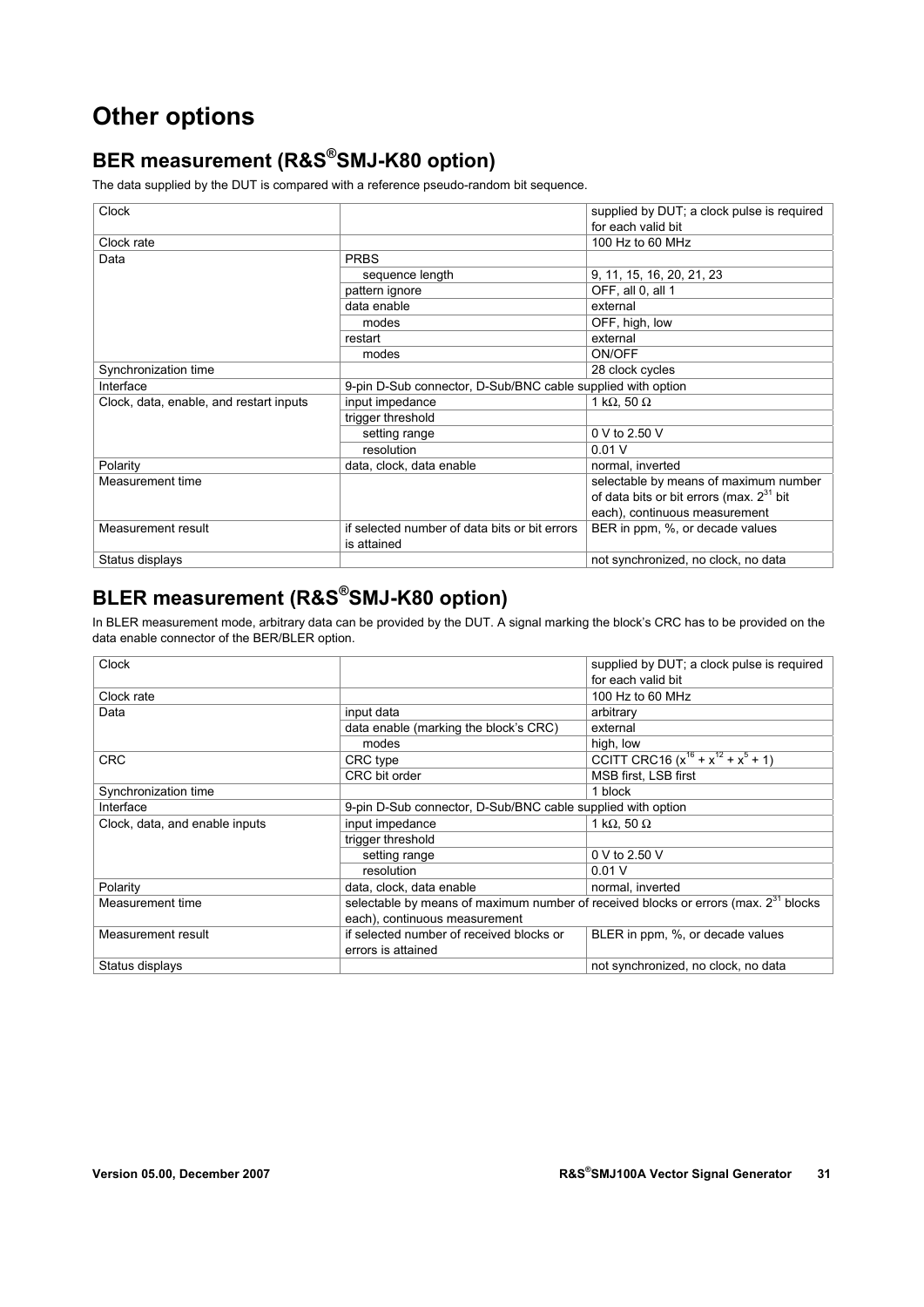# Other options

## BER measurement (R&S®SMJ-K80 option)

The data supplied by the DUT is compared with a reference pseudo-random bit sequence.

| | | |
|---|---|---|
| Clock | | supplied by DUT; a clock pulse is required for each valid bit |
| Clock rate | | 100 Hz to 60 MHz |
| Data | PRBS | |
| | sequence length | 9, 11, 15, 16, 20, 21, 23 |
| | pattern ignore | OFF, all 0, all 1 |
| | data enable | external |
| | modes | OFF, high, low |
| | restart | external |
| | modes | ON/OFF |
| Synchronization time | | 28 clock cycles |
| Interface | 9-pin D-Sub connector, D-Sub/BNC cable supplied with option | |
| Clock, data, enable, and restart inputs | input impedance | 1 kΩ, 50 Ω |
| | trigger threshold | |
| | setting range | 0 V to 2.50 V |
| | resolution | 0.01 V |
| Polarity | data, clock, data enable | normal, inverted |
| Measurement time | | selectable by means of maximum number of data bits or bit errors (max. $2^{31}$ bit each), continuous measurement |
| Measurement result | if selected number of data bits or bit errors is attained | BER in ppm, %, or decade values |
| Status displays | | not synchronized, no clock, no data |

## BLER measurement (R&S®SMJ-K80 option)

In BLER measurement mode, arbitrary data can be provided by the DUT. A signal marking the block's CRC has to be provided on the data enable connector of the BER/BLER option.

| | | |
|---|---|---|
| Clock | | supplied by DUT; a clock pulse is required for each valid bit |
| Clock rate | | 100 Hz to 60 MHz |
| Data | input data | arbitrary |
| | data enable (marking the block's CRC) | external |
| | modes | high, low |
| CRC | CRC type | CCITT CRC16 ($x^{16} + x^{12} + x^{5} + 1$) |
| | CRC bit order | MSB first, LSB first |
| Synchronization time | | 1 block |
| Interface | 9-pin D-Sub connector, D-Sub/BNC cable supplied with option | |
| Clock, data, and enable inputs | input impedance | 1 kΩ, 50 Ω |
| | trigger threshold | |
| | setting range | 0 V to 2.50 V |
| | resolution | 0.01 V |
| Polarity | data, clock, data enable | normal, inverted |
| Measurement time | selectable by means of maximum number of received blocks or errors (max. $2^{31}$ blocks each), continuous measurement | |
| Measurement result | if selected number of received blocks or errors is attained | BLER in ppm, %, or decade values |
| Status displays | | not synchronized, no clock, no data |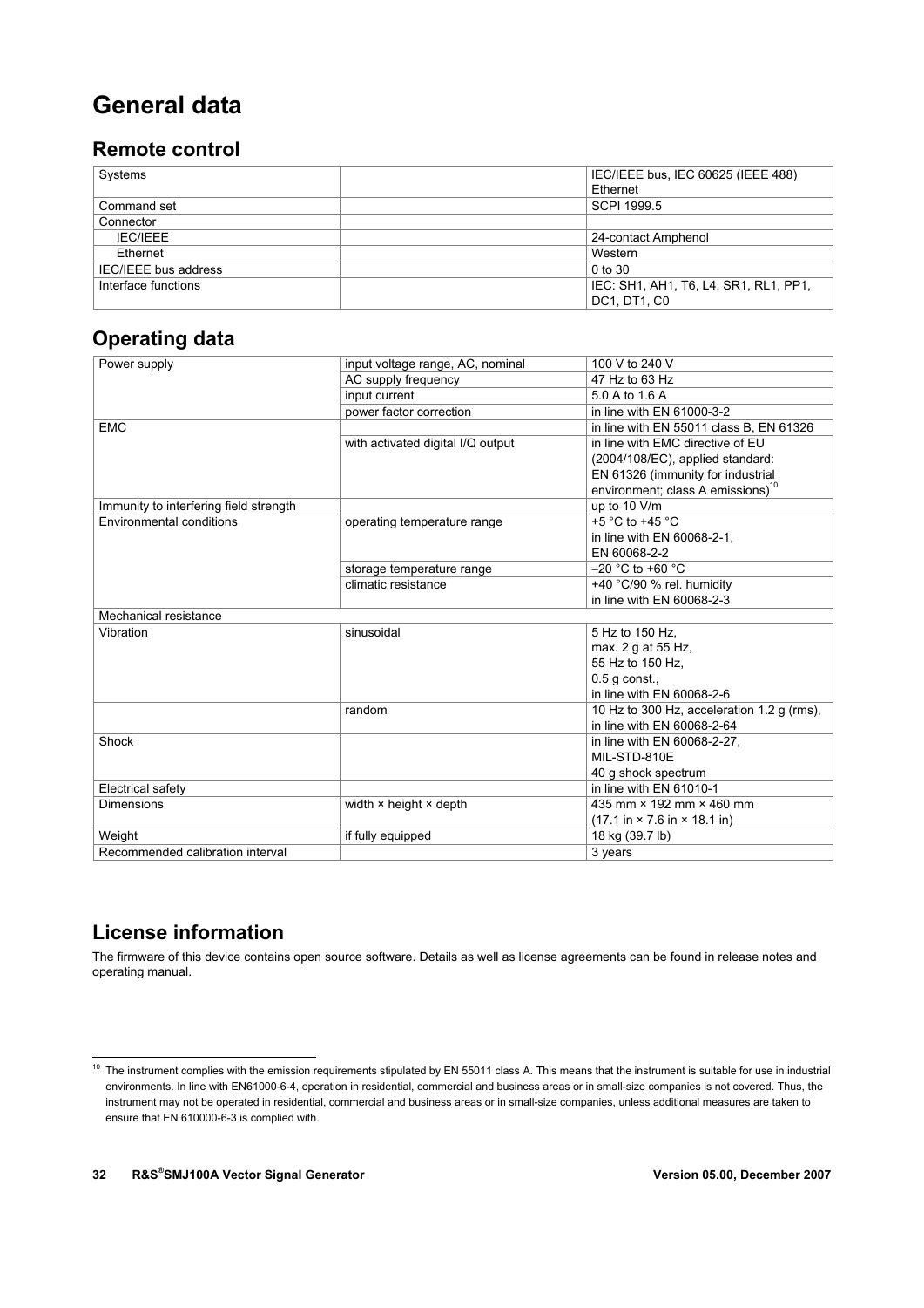# General data

## Remote control

| Systems | | IEC/IEEE bus, IEC 60625 (IEEE 488) Ethernet |
|---|---|---|
| Command set | | SCPI 1999.5 |
| Connector | | |
| IEC/IEEE | | 24-contact Amphenol |
| Ethernet | | Western |
| IEC/IEEE bus address | | 0 to 30 |
| Interface functions | | IEC: SH1, AH1, T6, L4, SR1, RL1, PP1, DC1, DT1, C0 |

## Operating data

| Power supply | input voltage range, AC, nominal | 100 V to 240 V |
|---|---|---|
| | AC supply frequency | 47 Hz to 63 Hz |
| | input current | 5.0 A to 1.6 A |
| | power factor correction | in line with EN 61000-3-2 |
| EMC | | in line with EN 55011 class B, EN 61326 |
| | with activated digital I/Q output | in line with EMC directive of EU (2004/108/EC), applied standard: EN 61326 (immunity for industrial environment; class A emissions)[10] |
| Immunity to interfering field strength | | up to 10 V/m |
| Environmental conditions | operating temperature range | +5 °C to +45 °C in line with EN 60068-2-1, EN 60068-2-2 |
| | storage temperature range | –20 °C to +60 °C |
| | climatic resistance | +40 °C/90 % rel. humidity in line with EN 60068-2-3 |
| Mechanical resistance | | |
| Vibration | sinusoidal | 5 Hz to 150 Hz, max. 2 g at 55 Hz, 55 Hz to 150 Hz, 0.5 g const., in line with EN 60068-2-6 |
| | random | 10 Hz to 300 Hz, acceleration 1.2 g (rms), in line with EN 60068-2-64 |
| Shock | | in line with EN 60068-2-27, MIL-STD-810E 40 g shock spectrum |
| Electrical safety | | in line with EN 61010-1 |
| Dimensions | width × height × depth | 435 mm × 192 mm × 460 mm (17.1 in × 7.6 in × 18.1 in) |
| Weight | if fully equipped | 18 kg (39.7 lb) |
| Recommended calibration interval | | 3 years |

## License information

The firmware of this device contains open source software. Details as well as license agreements can be found in release notes and operating manual.

[10] The instrument complies with the emission requirements stipulated by EN 55011 class A. This means that the instrument is suitable for use in industrial environments. In line with EN61000-6-4, operation in residential, commercial and business areas or in small-size companies is not covered. Thus, the instrument may not be operated in residential, commercial and business areas or in small-size companies, unless additional measures are taken to ensure that EN 610000-6-3 is complied with.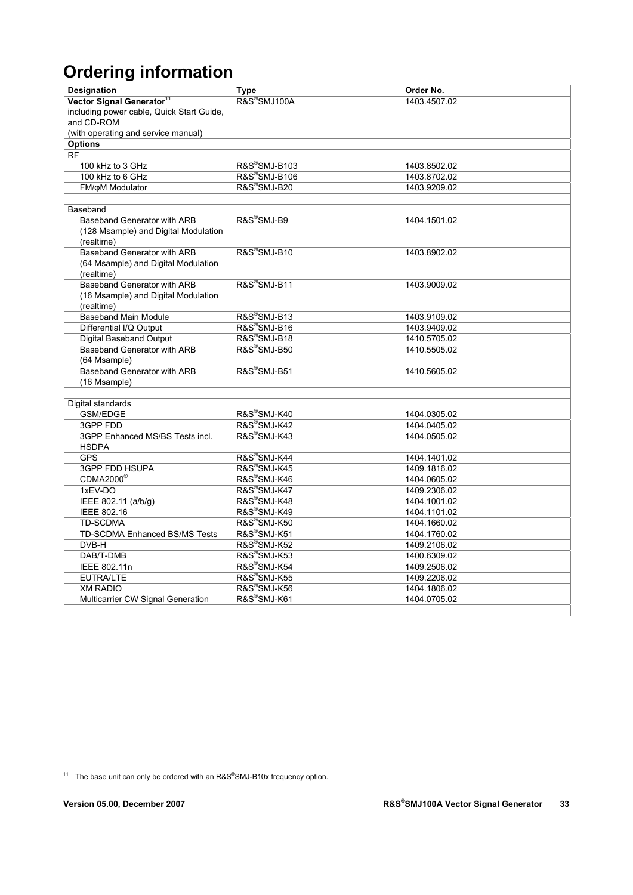# Ordering information

| Designation | Type | Order No. |
|---|---|---|
| **Vector Signal Generator**[11] including power cable, Quick Start Guide, and CD-ROM (with operating and service manual) | R&S®SMJ100A | 1403.4507.02 |
| **Options** | | |
| RF | | |
| 100 kHz to 3 GHz | R&S®SMJ-B103 | 1403.8502.02 |
| 100 kHz to 6 GHz | R&S®SMJ-B106 | 1403.8702.02 |
| FM/φM Modulator | R&S®SMJ-B20 | 1403.9209.02 |
| | | |
| Baseband | | |
| Baseband Generator with ARB (128 Msample) and Digital Modulation (realtime) | R&S®SMJ-B9 | 1404.1501.02 |
| Baseband Generator with ARB (64 Msample) and Digital Modulation (realtime) | R&S®SMJ-B10 | 1403.8902.02 |
| Baseband Generator with ARB (16 Msample) and Digital Modulation (realtime) | R&S®SMJ-B11 | 1403.9009.02 |
| Baseband Main Module | R&S®SMJ-B13 | 1403.9109.02 |
| Differential I/Q Output | R&S®SMJ-B16 | 1403.9409.02 |
| Digital Baseband Output | R&S®SMJ-B18 | 1410.5705.02 |
| Baseband Generator with ARB (64 Msample) | R&S®SMJ-B50 | 1410.5505.02 |
| Baseband Generator with ARB (16 Msample) | R&S®SMJ-B51 | 1410.5605.02 |
| | | |
| Digital standards | | |
| GSM/EDGE | R&S®SMJ-K40 | 1404.0305.02 |
| 3GPP FDD | R&S®SMJ-K42 | 1404.0405.02 |
| 3GPP Enhanced MS/BS Tests incl. HSDPA | R&S®SMJ-K43 | 1404.0505.02 |
| GPS | R&S®SMJ-K44 | 1404.1401.02 |
| 3GPP FDD HSUPA | R&S®SMJ-K45 | 1409.1816.02 |
| CDMA2000® | R&S®SMJ-K46 | 1404.0605.02 |
| 1xEV-DO | R&S®SMJ-K47 | 1409.2306.02 |
| IEEE 802.11 (a/b/g) | R&S®SMJ-K48 | 1404.1001.02 |
| IEEE 802.16 | R&S®SMJ-K49 | 1404.1101.02 |
| TD-SCDMA | R&S®SMJ-K50 | 1404.1660.02 |
| TD-SCDMA Enhanced BS/MS Tests | R&S®SMJ-K51 | 1404.1760.02 |
| DVB-H | R&S®SMJ-K52 | 1409.2106.02 |
| DAB/T-DMB | R&S®SMJ-K53 | 1400.6309.02 |
| IEEE 802.11n | R&S®SMJ-K54 | 1409.2506.02 |
| EUTRA/LTE | R&S®SMJ-K55 | 1409.2206.02 |
| XM RADIO | R&S®SMJ-K56 | 1404.1806.02 |
| Multicarrier CW Signal Generation | R&S®SMJ-K61 | 1404.0705.02 |
| | | |

[11] The base unit can only be ordered with an R&S®SMJ-B10x frequency option.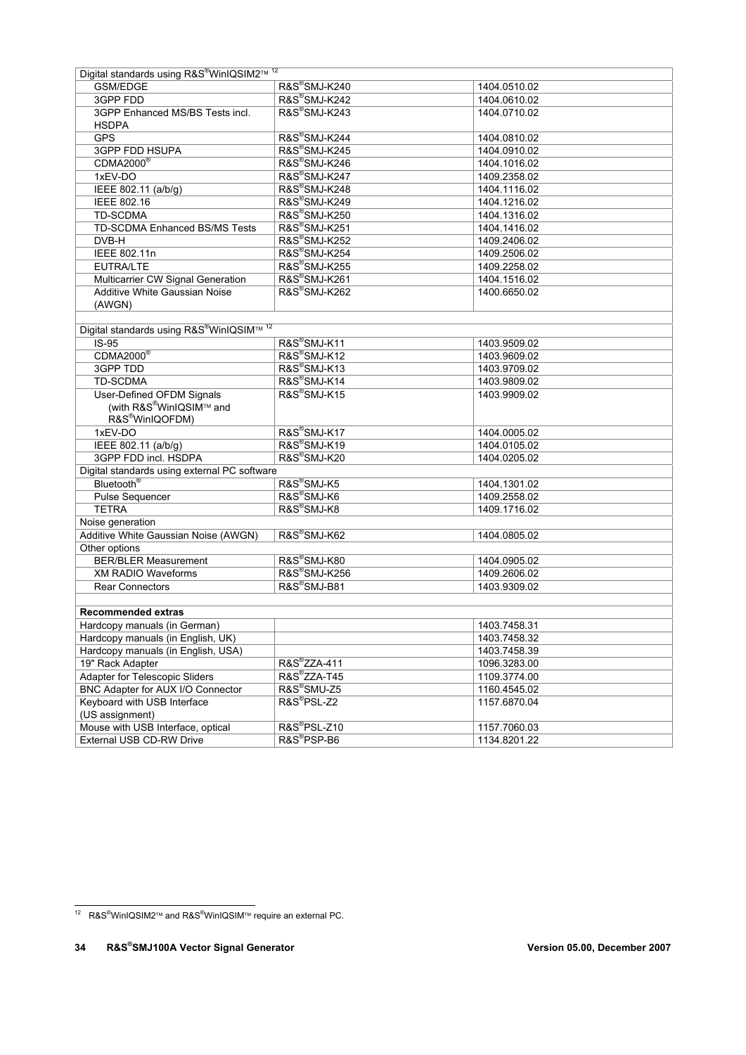| Digital standards using R&S®WinIQSIM2™ [12] | | |
|---|---|---|
| GSM/EDGE | R&S®SMJ-K240 | 1404.0510.02 |
| 3GPP FDD | R&S®SMJ-K242 | 1404.0610.02 |
| 3GPP Enhanced MS/BS Tests incl. HSDPA | R&S®SMJ-K243 | 1404.0710.02 |
| GPS | R&S®SMJ-K244 | 1404.0810.02 |
| 3GPP FDD HSUPA | R&S®SMJ-K245 | 1404.0910.02 |
| CDMA2000® | R&S®SMJ-K246 | 1404.1016.02 |
| 1xEV-DO | R&S®SMJ-K247 | 1409.2358.02 |
| IEEE 802.11 (a/b/g) | R&S®SMJ-K248 | 1404.1116.02 |
| IEEE 802.16 | R&S®SMJ-K249 | 1404.1216.02 |
| TD-SCDMA | R&S®SMJ-K250 | 1404.1316.02 |
| TD-SCDMA Enhanced BS/MS Tests | R&S®SMJ-K251 | 1404.1416.02 |
| DVB-H | R&S®SMJ-K252 | 1409.2406.02 |
| IEEE 802.11n | R&S®SMJ-K254 | 1409.2506.02 |
| EUTRA/LTE | R&S®SMJ-K255 | 1409.2258.02 |
| Multicarrier CW Signal Generation | R&S®SMJ-K261 | 1404.1516.02 |
| Additive White Gaussian Noise (AWGN) | R&S®SMJ-K262 | 1400.6650.02 |
| | | |
| **Digital standards using R&S®WinIQSIM™ [12]** | | |
| IS-95 | R&S®SMJ-K11 | 1403.9509.02 |
| CDMA2000® | R&S®SMJ-K12 | 1403.9609.02 |
| 3GPP TDD | R&S®SMJ-K13 | 1403.9709.02 |
| TD-SCDMA | R&S®SMJ-K14 | 1403.9809.02 |
| User-Defined OFDM Signals (with R&S®WinIQSIM™ and R&S®WinIQOFDM) | R&S®SMJ-K15 | 1403.9909.02 |
| 1xEV-DO | R&S®SMJ-K17 | 1404.0005.02 |
| IEEE 802.11 (a/b/g) | R&S®SMJ-K19 | 1404.0105.02 |
| 3GPP FDD incl. HSDPA | R&S®SMJ-K20 | 1404.0205.02 |
| **Digital standards using external PC software** | | |
| Bluetooth® | R&S®SMJ-K5 | 1404.1301.02 |
| Pulse Sequencer | R&S®SMJ-K6 | 1409.2558.02 |
| TETRA | R&S®SMJ-K8 | 1409.1716.02 |
| **Noise generation** | | |
| Additive White Gaussian Noise (AWGN) | R&S®SMJ-K62 | 1404.0805.02 |
| **Other options** | | |
| BER/BLER Measurement | R&S®SMJ-K80 | 1404.0905.02 |
| XM RADIO Waveforms | R&S®SMJ-K256 | 1409.2606.02 |
| Rear Connectors | R&S®SMJ-B81 | 1403.9309.02 |
| | | |
| **Recommended extras** | | |
| Hardcopy manuals (in German) | | 1403.7458.31 |
| Hardcopy manuals (in English, UK) | | 1403.7458.32 |
| Hardcopy manuals (in English, USA) | | 1403.7458.39 |
| 19" Rack Adapter | R&S®ZZA-411 | 1096.3283.00 |
| Adapter for Telescopic Sliders | R&S®ZZA-T45 | 1109.3774.00 |
| BNC Adapter for AUX I/O Connector | R&S®SMU-Z5 | 1160.4545.02 |
| Keyboard with USB Interface (US assignment) | R&S®PSL-Z2 | 1157.6870.04 |
| Mouse with USB Interface, optical | R&S®PSL-Z10 | 1157.7060.03 |
| External USB CD-RW Drive | R&S®PSP-B6 | 1134.8201.22 |

[12] R&S®WinIQSIM2™ and R&S®WinIQSIM™ require an external PC.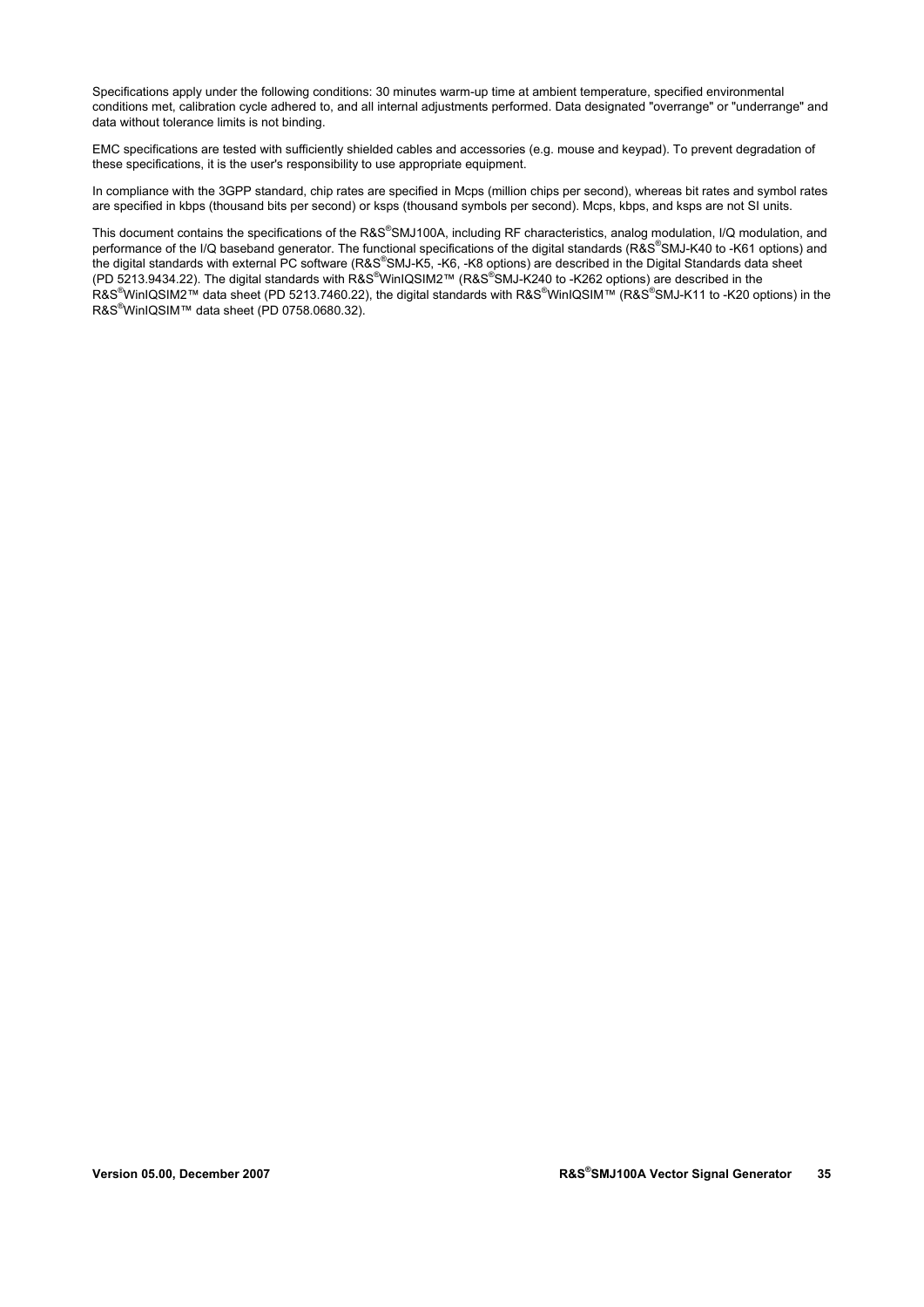Specifications apply under the following conditions: 30 minutes warm-up time at ambient temperature, specified environmental conditions met, calibration cycle adhered to, and all internal adjustments performed. Data designated "overrange" or "underrange" and data without tolerance limits is not binding.

EMC specifications are tested with sufficiently shielded cables and accessories (e.g. mouse and keypad). To prevent degradation of these specifications, it is the user's responsibility to use appropriate equipment.

In compliance with the 3GPP standard, chip rates are specified in Mcps (million chips per second), whereas bit rates and symbol rates are specified in kbps (thousand bits per second) or ksps (thousand symbols per second). Mcps, kbps, and ksps are not SI units.

This document contains the specifications of the R&S®SMJ100A, including RF characteristics, analog modulation, I/Q modulation, and performance of the I/Q baseband generator. The functional specifications of the digital standards (R&S®SMJ-K40 to -K61 options) and the digital standards with external PC software (R&S®SMJ-K5, -K6, -K8 options) are described in the Digital Standards data sheet (PD 5213.9434.22). The digital standards with R&S®WinIQSIM2™ (R&S®SMJ-K240 to -K262 options) are described in the R&S®WinIQSIM2™ data sheet (PD 5213.7460.22), the digital standards with R&S®WinIQSIM™ (R&S®SMJ-K11 to -K20 options) in the R&S®WinIQSIM™ data sheet (PD 0758.0680.32).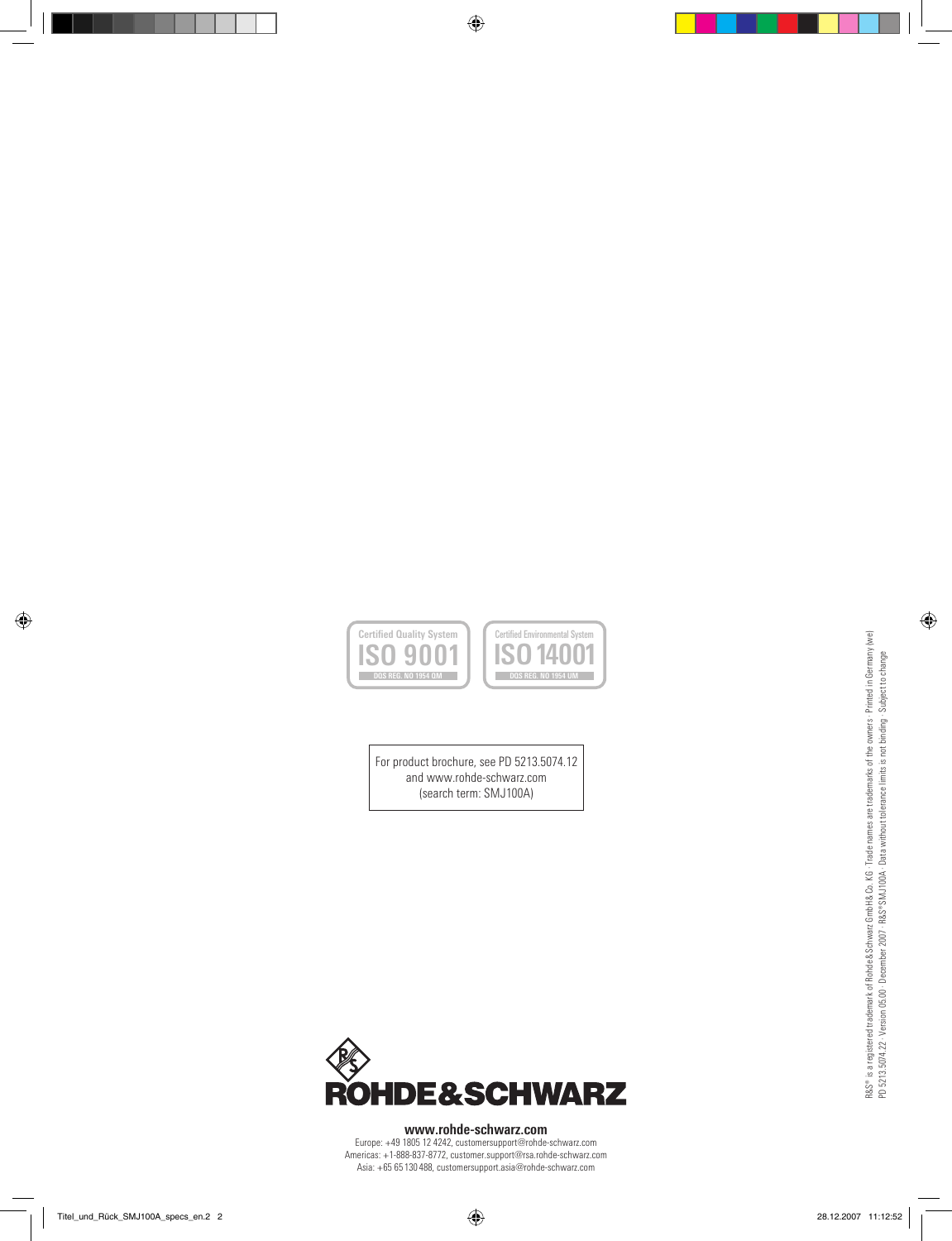Certified Quality System
ISO 9001
DQS REG. NO 1954 QM

Certified Environmental System
ISO 14001
DQS REG. NO 1954 UM

For product brochure, see PD 5213.5074.12
and www.rohde-schwarz.com
(search term: SMJ100A)

ROHDE&SCHWARZ

**www.rohde-schwarz.com**

Europe: +49 1805 12 4242, customersupport@rohde-schwarz.com
Americas: +1-888-837-8772, customer.support@rsa.rohde-schwarz.com
Asia: +65 65 130 488, customersupport.asia@rohde-schwarz.com

R&S® is a registered trademark of Rohde&Schwarz GmbH&Co. KG · Trade names are trademarks of the owners · Printed in Germany (we)
PD 5213.5074.22 · Version 05.00 · December 2007 · R&S®SMJ100A · Data without tolerance limits is not binding · Subject to change